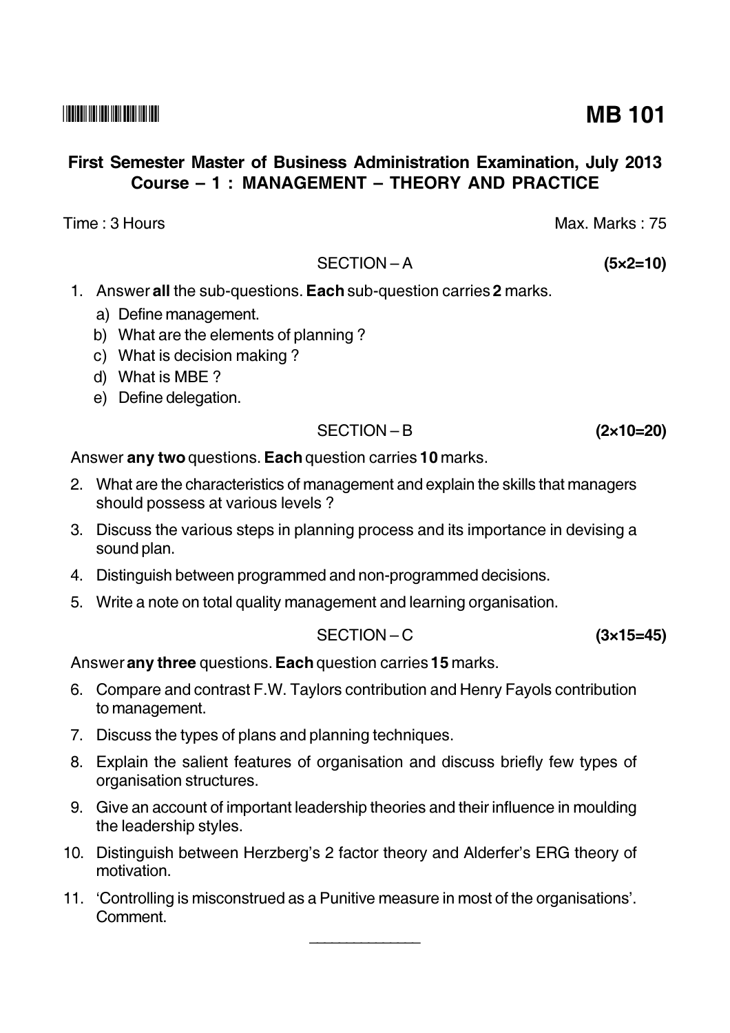**MB 101**

**First Semester Master of Business Administration Examination, July 2013**
**Course – 1 : MANAGEMENT – THEORY AND PRACTICE**

Time : 3 Hours　　　　　　　　　　　　　　　　　　　　　　Max. Marks : 75

SECTION – A　　　　　　　　　　**(5×2=10)**

1. Answer **all** the sub-questions. **Each** sub-question carries **2** marks.
   a) Define management.
   b) What are the elements of planning ?
   c) What is decision making ?
   d) What is MBE ?
   e) Define delegation.

SECTION – B　　　　　　　　　　**(2×10=20)**

Answer **any two** questions. **Each** question carries **10** marks.

2. What are the characteristics of management and explain the skills that managers should possess at various levels ?
3. Discuss the various steps in planning process and its importance in devising a sound plan.
4. Distinguish between programmed and non-programmed decisions.
5. Write a note on total quality management and learning organisation.

SECTION – C　　　　　　　　　　**(3×15=45)**

Answer **any three** questions. **Each** question carries **15** marks.

6. Compare and contrast F.W. Taylors contribution and Henry Fayols contribution to management.
7. Discuss the types of plans and planning techniques.
8. Explain the salient features of organisation and discuss briefly few types of organisation structures.
9. Give an account of important leadership theories and their influence in moulding the leadership styles.
10. Distinguish between Herzberg's 2 factor theory and Alderfer's ERG theory of motivation.
11. 'Controlling is misconstrued as a Punitive measure in most of the organisations'. Comment.

———————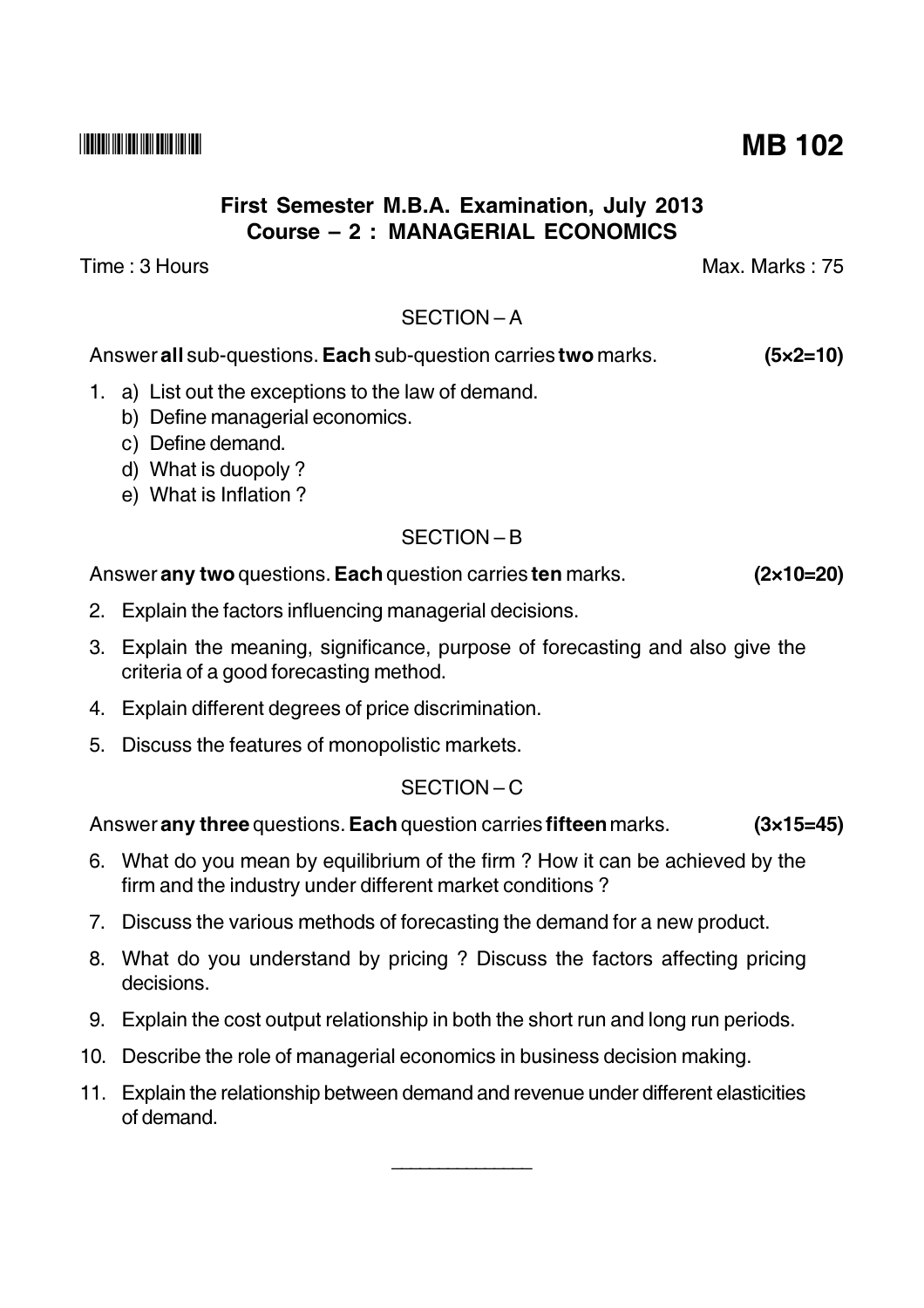**MB 102**

# First Semester M.B.A. Examination, July 2013
## Course – 2 : MANAGERIAL ECONOMICS

Time : 3 Hours Max. Marks : 75

### SECTION – A

Answer **all** sub-questions. **Each** sub-question carries **two** marks. **(5×2=10)**

1. a) List out the exceptions to the law of demand.
   b) Define managerial economics.
   c) Define demand.
   d) What is duopoly ?
   e) What is Inflation ?

### SECTION – B

Answer **any two** questions. **Each** question carries **ten** marks. **(2×10=20)**

2. Explain the factors influencing managerial decisions.
3. Explain the meaning, significance, purpose of forecasting and also give the criteria of a good forecasting method.
4. Explain different degrees of price discrimination.
5. Discuss the features of monopolistic markets.

### SECTION – C

Answer **any three** questions. **Each** question carries **fifteen** marks. **(3×15=45)**

6. What do you mean by equilibrium of the firm ? How it can be achieved by the firm and the industry under different market conditions ?
7. Discuss the various methods of forecasting the demand for a new product.
8. What do you understand by pricing ? Discuss the factors affecting pricing decisions.
9. Explain the cost output relationship in both the short run and long run periods.
10. Describe the role of managerial economics in business decision making.
11. Explain the relationship between demand and revenue under different elasticities of demand.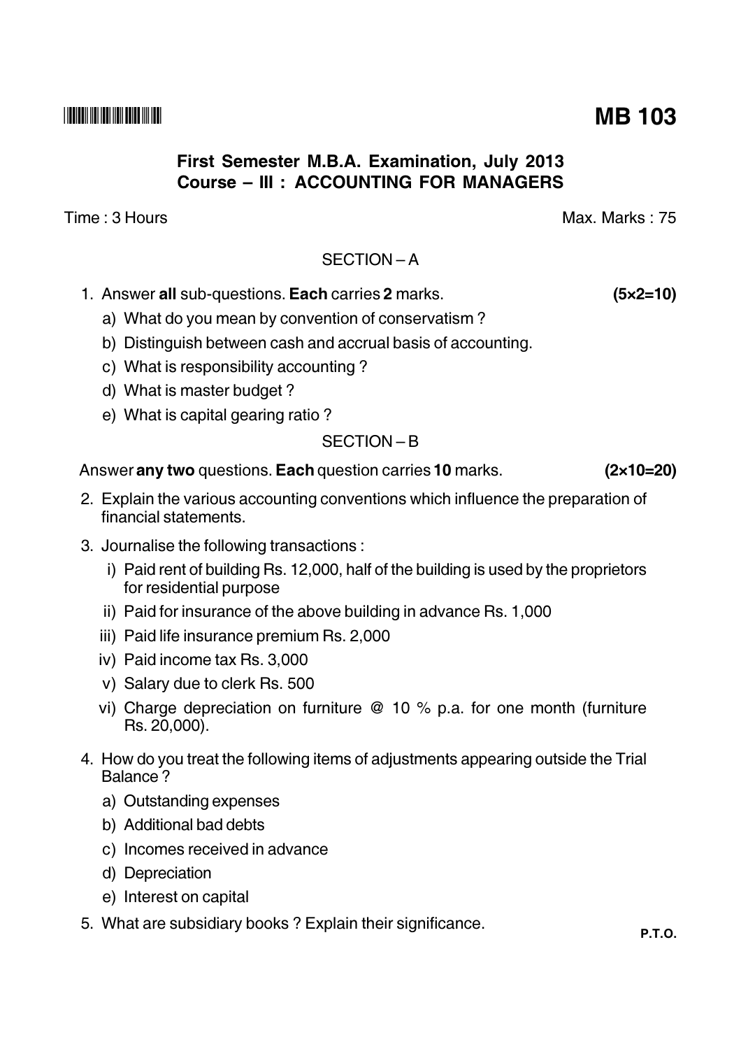# MB 103

**First Semester M.B.A. Examination, July 2013**
**Course – III : ACCOUNTING FOR MANAGERS**

Time : 3 Hours                                                                 Max. Marks : 75

## SECTION – A

1. Answer **all** sub-questions. **Each** carries **2** marks. **(5×2=10)**
   a) What do you mean by convention of conservatism ?
   b) Distinguish between cash and accrual basis of accounting.
   c) What is responsibility accounting ?
   d) What is master budget ?
   e) What is capital gearing ratio ?

## SECTION – B

Answer **any two** questions. **Each** question carries **10** marks. **(2×10=20)**

2. Explain the various accounting conventions which influence the preparation of financial statements.

3. Journalise the following transactions :
   i) Paid rent of building Rs. 12,000, half of the building is used by the proprietors for residential purpose
   ii) Paid for insurance of the above building in advance Rs. 1,000
   iii) Paid life insurance premium Rs. 2,000
   iv) Paid income tax Rs. 3,000
   v) Salary due to clerk Rs. 500
   vi) Charge depreciation on furniture @ 10 % p.a. for one month (furniture Rs. 20,000).

4. How do you treat the following items of adjustments appearing outside the Trial Balance ?
   a) Outstanding expenses
   b) Additional bad debts
   c) Incomes received in advance
   d) Depreciation
   e) Interest on capital

5. What are subsidiary books ? Explain their significance.

P.T.O.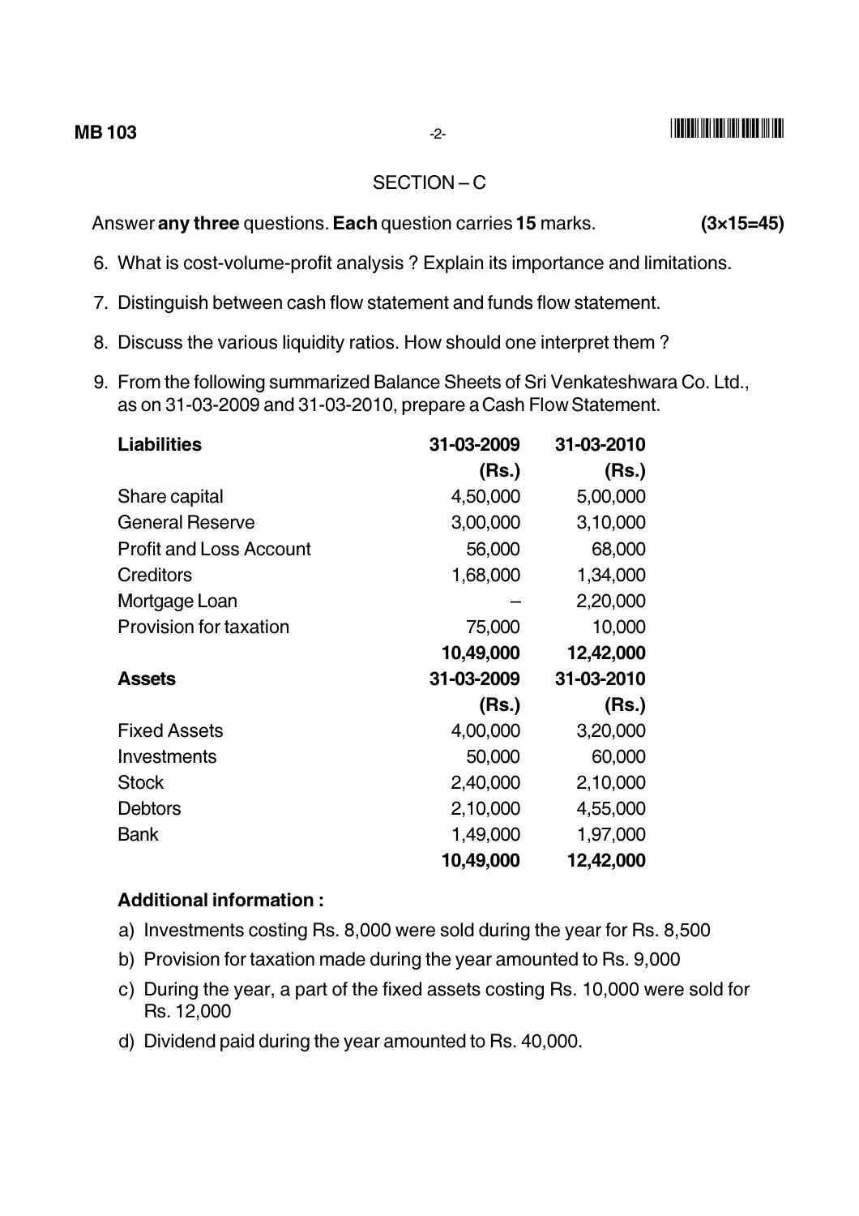## SECTION – C

Answer **any three** questions. **Each** question carries **15** marks. **(3×15=45)**

6. What is cost-volume-profit analysis ? Explain its importance and limitations.

7. Distinguish between cash flow statement and funds flow statement.

8. Discuss the various liquidity ratios. How should one interpret them ?

9. From the following summarized Balance Sheets of Sri Venkateshwara Co. Ltd., as on 31-03-2009 and 31-03-2010, prepare a Cash Flow Statement.

| **Liabilities** | **31-03-2009 (Rs.)** | **31-03-2010 (Rs.)** |
|---|---|---|
| Share capital | 4,50,000 | 5,00,000 |
| General Reserve | 3,00,000 | 3,10,000 |
| Profit and Loss Account | 56,000 | 68,000 |
| Creditors | 1,68,000 | 1,34,000 |
| Mortgage Loan | – | 2,20,000 |
| Provision for taxation | 75,000 | 10,000 |
| | **10,49,000** | **12,42,000** |

| **Assets** | **31-03-2009 (Rs.)** | **31-03-2010 (Rs.)** |
|---|---|---|
| Fixed Assets | 4,00,000 | 3,20,000 |
| Investments | 50,000 | 60,000 |
| Stock | 2,40,000 | 2,10,000 |
| Debtors | 2,10,000 | 4,55,000 |
| Bank | 1,49,000 | 1,97,000 |
| | **10,49,000** | **12,42,000** |

**Additional information :**

a) Investments costing Rs. 8,000 were sold during the year for Rs. 8,500

b) Provision for taxation made during the year amounted to Rs. 9,000

c) During the year, a part of the fixed assets costing Rs. 10,000 were sold for Rs. 12,000

d) Dividend paid during the year amounted to Rs. 40,000.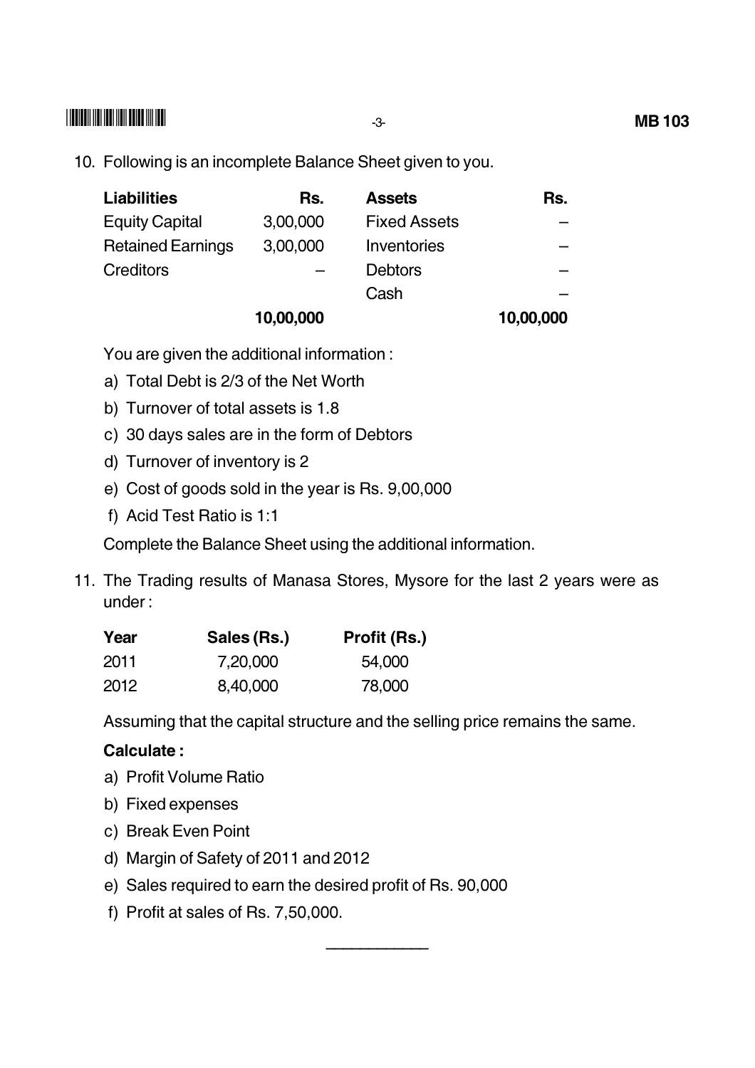10. Following is an incomplete Balance Sheet given to you.

| Liabilities | Rs. | Assets | Rs. |
|---|---|---|---|
| Equity Capital | 3,00,000 | Fixed Assets | – |
| Retained Earnings | 3,00,000 | Inventories | – |
| Creditors | – | Debtors | – |
| | | Cash | – |
| | **10,00,000** | | **10,00,000** |

You are given the additional information :

a) Total Debt is 2/3 of the Net Worth

b) Turnover of total assets is 1.8

c) 30 days sales are in the form of Debtors

d) Turnover of inventory is 2

e) Cost of goods sold in the year is Rs. 9,00,000

f) Acid Test Ratio is 1:1

Complete the Balance Sheet using the additional information.

11. The Trading results of Manasa Stores, Mysore for the last 2 years were as under :

| Year | Sales (Rs.) | Profit (Rs.) |
|---|---|---|
| 2011 | 7,20,000 | 54,000 |
| 2012 | 8,40,000 | 78,000 |

Assuming that the capital structure and the selling price remains the same.

**Calculate :**

a) Profit Volume Ratio

b) Fixed expenses

c) Break Even Point

d) Margin of Safety of 2011 and 2012

e) Sales required to earn the desired profit of Rs. 90,000

f) Profit at sales of Rs. 7,50,000.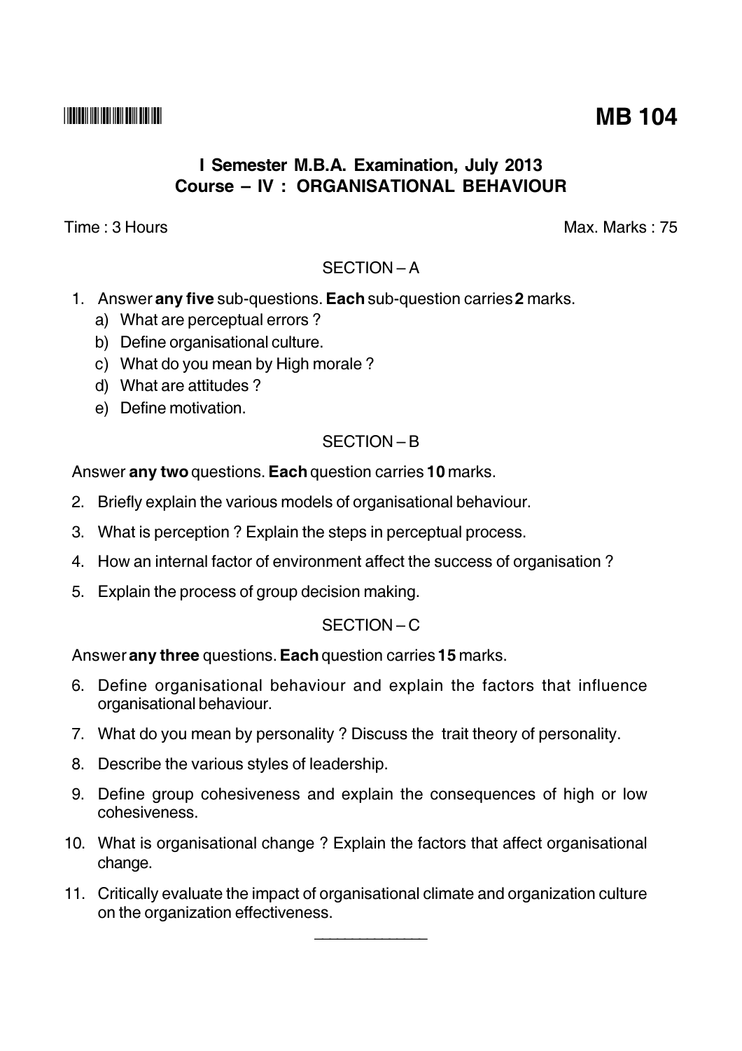**MB 104**

# I Semester M.B.A. Examination, July 2013
## Course – IV : ORGANISATIONAL BEHAVIOUR

Time : 3 Hours Max. Marks : 75

### SECTION – A

1. Answer **any five** sub-questions. **Each** sub-question carries **2** marks.
   a) What are perceptual errors ?
   b) Define organisational culture.
   c) What do you mean by High morale ?
   d) What are attitudes ?
   e) Define motivation.

### SECTION – B

Answer **any two** questions. **Each** question carries **10** marks.

2. Briefly explain the various models of organisational behaviour.
3. What is perception ? Explain the steps in perceptual process.
4. How an internal factor of environment affect the success of organisation ?
5. Explain the process of group decision making.

### SECTION – C

Answer **any three** questions. **Each** question carries **15** marks.

6. Define organisational behaviour and explain the factors that influence organisational behaviour.
7. What do you mean by personality ? Discuss the trait theory of personality.
8. Describe the various styles of leadership.
9. Define group cohesiveness and explain the consequences of high or low cohesiveness.
10. What is organisational change ? Explain the factors that affect organisational change.
11. Critically evaluate the impact of organisational climate and organization culture on the organization effectiveness.

———————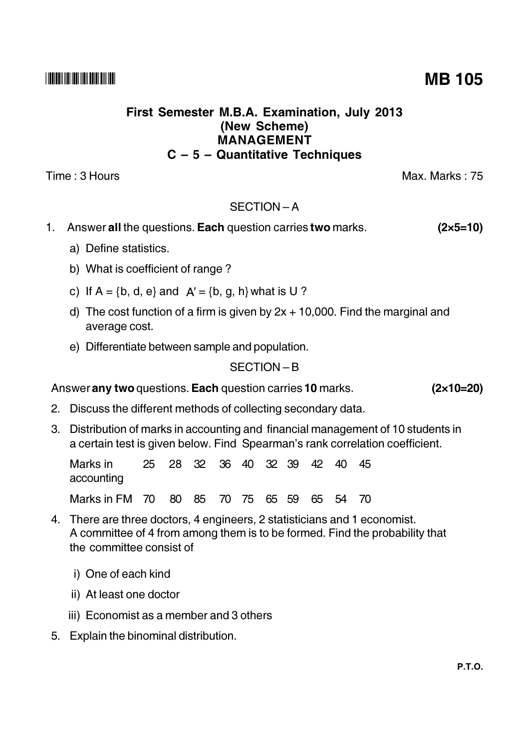**MB 105**

# First Semester M.B.A. Examination, July 2013
## (New Scheme)
## MANAGEMENT
## C – 5 – Quantitative Techniques

Time : 3 Hours Max. Marks : 75

### SECTION – A

1. Answer **all** the questions. **Each** question carries **two** marks. **(2×5=10)**

   a) Define statistics.

   b) What is coefficient of range ?

   c) If $A = \{b, d, e\}$ and $A' = \{b, g, h\}$ what is U ?

   d) The cost function of a firm is given by $2x + 10{,}000$. Find the marginal and average cost.

   e) Differentiate between sample and population.

### SECTION – B

Answer **any two** questions. **Each** question carries **10** marks. **(2×10=20)**

2. Discuss the different methods of collecting secondary data.

3. Distribution of marks in accounting and financial management of 10 students in a certain test is given below. Find Spearman's rank correlation coefficient.

| Marks in accounting | 25 | 28 | 32 | 36 | 40 | 32 | 39 | 42 | 40 | 45 |
|---|---|---|---|---|---|---|---|---|---|---|
| Marks in FM | 70 | 80 | 85 | 70 | 75 | 65 | 59 | 65 | 54 | 70 |

4. There are three doctors, 4 engineers, 2 statisticians and 1 economist. A committee of 4 from among them is to be formed. Find the probability that the committee consist of

   i) One of each kind

   ii) At least one doctor

   iii) Economist as a member and 3 others

5. Explain the binominal distribution.

**P.T.O.**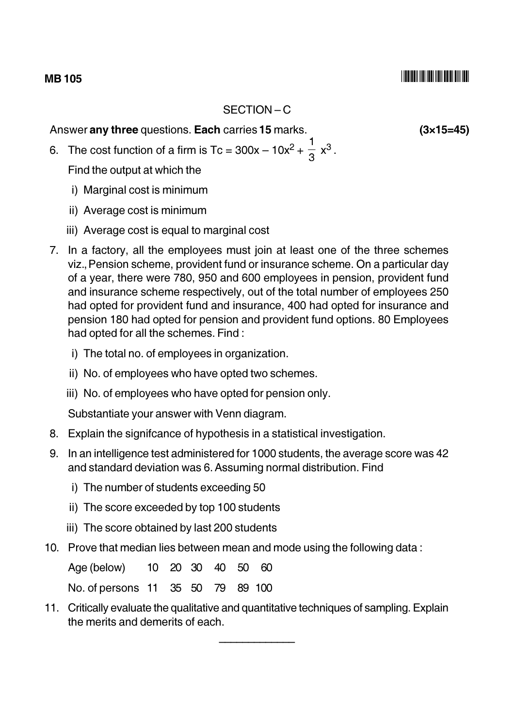MB 105

## SECTION – C

Answer **any three** questions. **Each** carries **15** marks. **(3×15=45)**

6. The cost function of a firm is $Tc = 300x - 10x^2 + \frac{1}{3}x^3$.

   Find the output at which the

   i) Marginal cost is minimum

   ii) Average cost is minimum

   iii) Average cost is equal to marginal cost

7. In a factory, all the employees must join at least one of the three schemes viz., Pension scheme, provident fund or insurance scheme. On a particular day of a year, there were 780, 950 and 600 employees in pension, provident fund and insurance scheme respectively, out of the total number of employees 250 had opted for provident fund and insurance, 400 had opted for insurance and pension 180 had opted for pension and provident fund options. 80 Employees had opted for all the schemes. Find :

   i) The total no. of employees in organization.

   ii) No. of employees who have opted two schemes.

   iii) No. of employees who have opted for pension only.

   Substantiate your answer with Venn diagram.

8. Explain the signifcance of hypothesis in a statistical investigation.

9. In an intelligence test administered for 1000 students, the average score was 42 and standard deviation was 6. Assuming normal distribution. Find

   i) The number of students exceeding 50

   ii) The score exceeded by top 100 students

   iii) The score obtained by last 200 students

10. Prove that median lies between mean and mode using the following data :

| Age (below) | 10 | 20 | 30 | 40 | 50 | 60 |
|---|---|---|---|---|---|---|
| No. of persons | 11 | 35 | 50 | 79 | 89 | 100 |

11. Critically evaluate the qualitative and quantitative techniques of sampling. Explain the merits and demerits of each.

_______________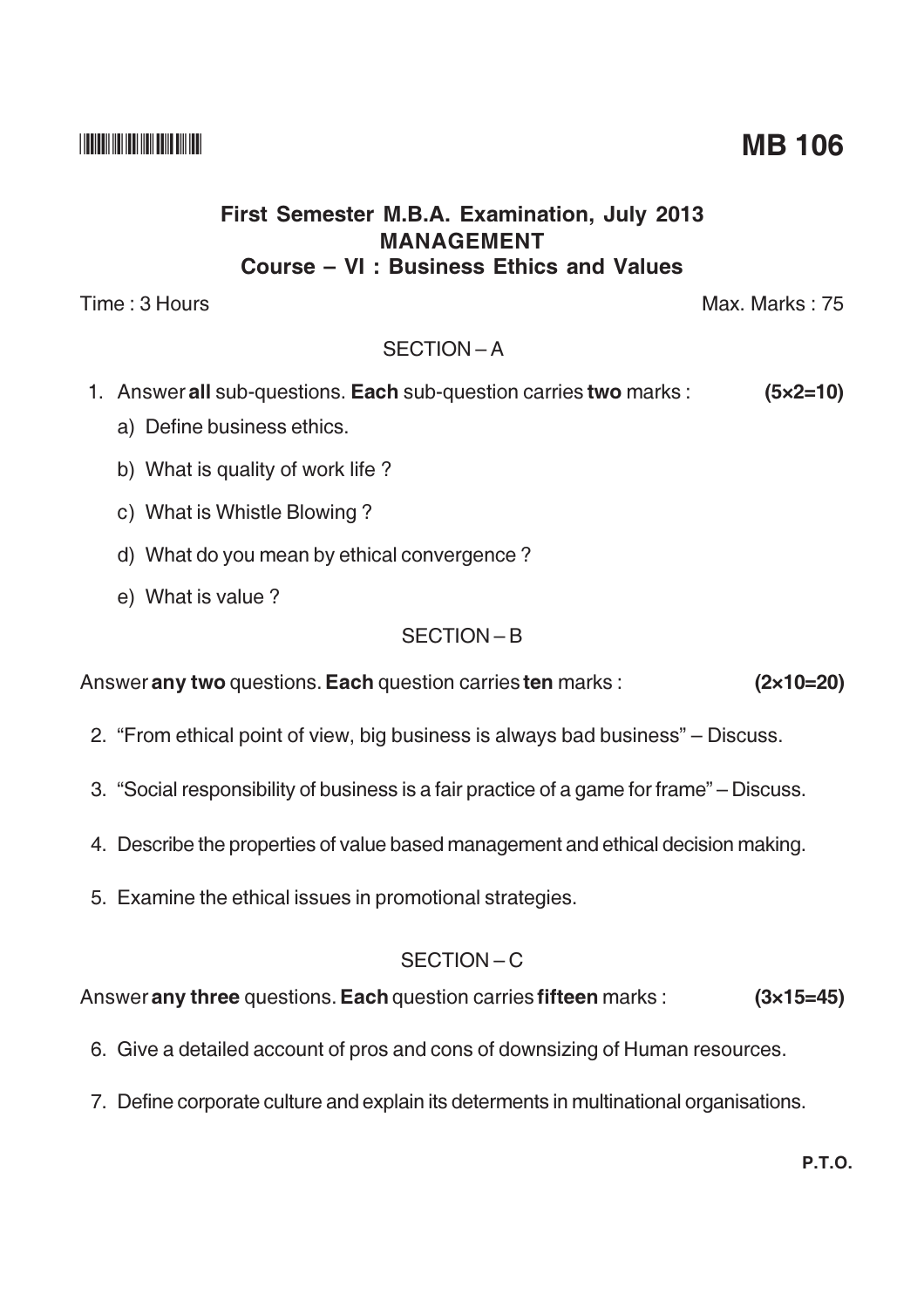**MB 106**

# First Semester M.B.A. Examination, July 2013
## MANAGEMENT
## Course – VI : Business Ethics and Values

Time : 3 Hours Max. Marks : 75

### SECTION – A

1. Answer **all** sub-questions. **Each** sub-question carries **two** marks : **(5×2=10)**
   a) Define business ethics.
   b) What is quality of work life ?
   c) What is Whistle Blowing ?
   d) What do you mean by ethical convergence ?
   e) What is value ?

### SECTION – B

Answer **any two** questions. **Each** question carries **ten** marks : **(2×10=20)**

2. "From ethical point of view, big business is always bad business" – Discuss.
3. "Social responsibility of business is a fair practice of a game for frame" – Discuss.
4. Describe the properties of value based management and ethical decision making.
5. Examine the ethical issues in promotional strategies.

### SECTION – C

Answer **any three** questions. **Each** question carries **fifteen** marks : **(3×15=45)**

6. Give a detailed account of pros and cons of downsizing of Human resources.
7. Define corporate culture and explain its determents in multinational organisations.

**P.T.O.**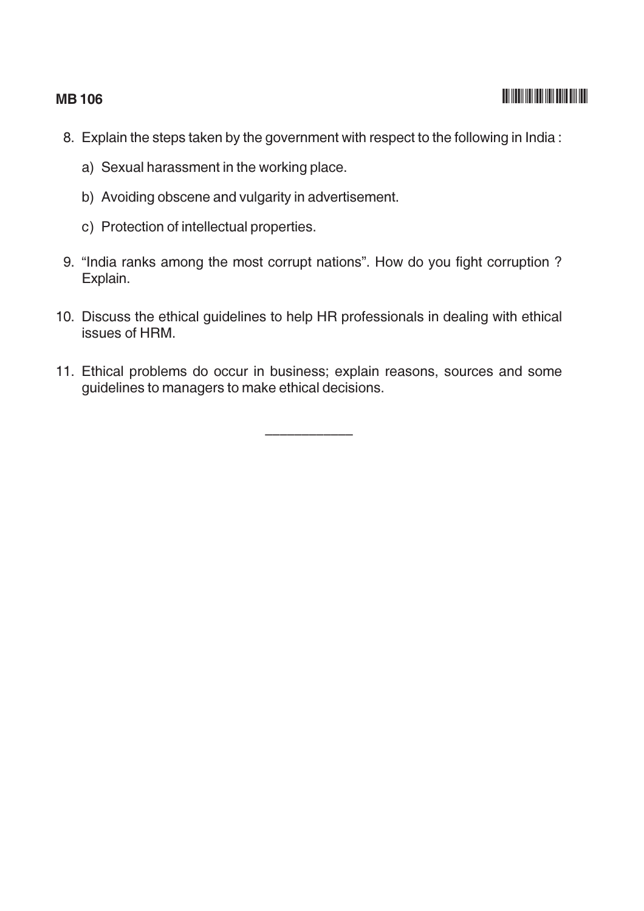8. Explain the steps taken by the government with respect to the following in India :

   a) Sexual harassment in the working place.

   b) Avoiding obscene and vulgarity in advertisement.

   c) Protection of intellectual properties.

9. "India ranks among the most corrupt nations". How do you fight corruption ? Explain.

10. Discuss the ethical guidelines to help HR professionals in dealing with ethical issues of HRM.

11. Ethical problems do occur in business; explain reasons, sources and some guidelines to managers to make ethical decisions.

\_\_\_\_\_\_\_\_\_\_\_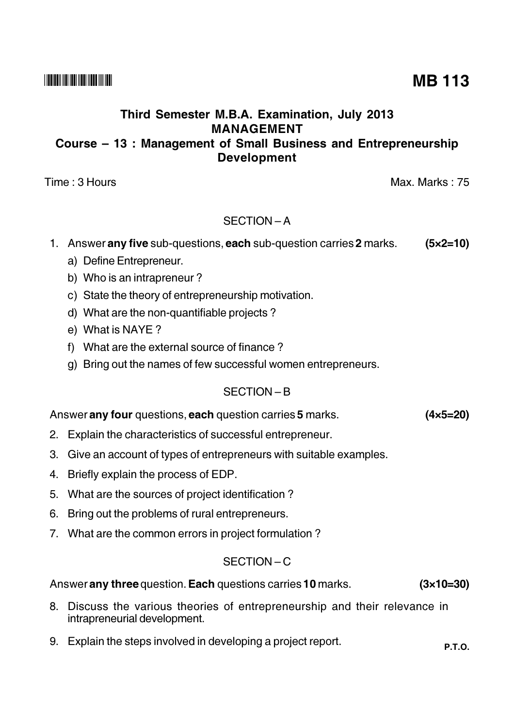**MB 113**

**Third Semester M.B.A. Examination, July 2013**
**MANAGEMENT**
**Course – 13 : Management of Small Business and Entrepreneurship Development**

Time : 3 Hours Max. Marks : 75

SECTION – A

1. Answer **any five** sub-questions, **each** sub-question carries **2** marks. **(5×2=10)**
   a) Define Entrepreneur.
   b) Who is an intrapreneur ?
   c) State the theory of entrepreneurship motivation.
   d) What are the non-quantifiable projects ?
   e) What is NAYE ?
   f) What are the external source of finance ?
   g) Bring out the names of few successful women entrepreneurs.

SECTION – B

Answer **any four** questions, **each** question carries **5** marks. **(4×5=20)**

2. Explain the characteristics of successful entrepreneur.
3. Give an account of types of entrepreneurs with suitable examples.
4. Briefly explain the process of EDP.
5. What are the sources of project identification ?
6. Bring out the problems of rural entrepreneurs.
7. What are the common errors in project formulation ?

SECTION – C

Answer **any three** question. **Each** questions carries **10** marks. **(3×10=30)**

8. Discuss the various theories of entrepreneurship and their relevance in intrapreneurial development.
9. Explain the steps involved in developing a project report.

**P.T.O.**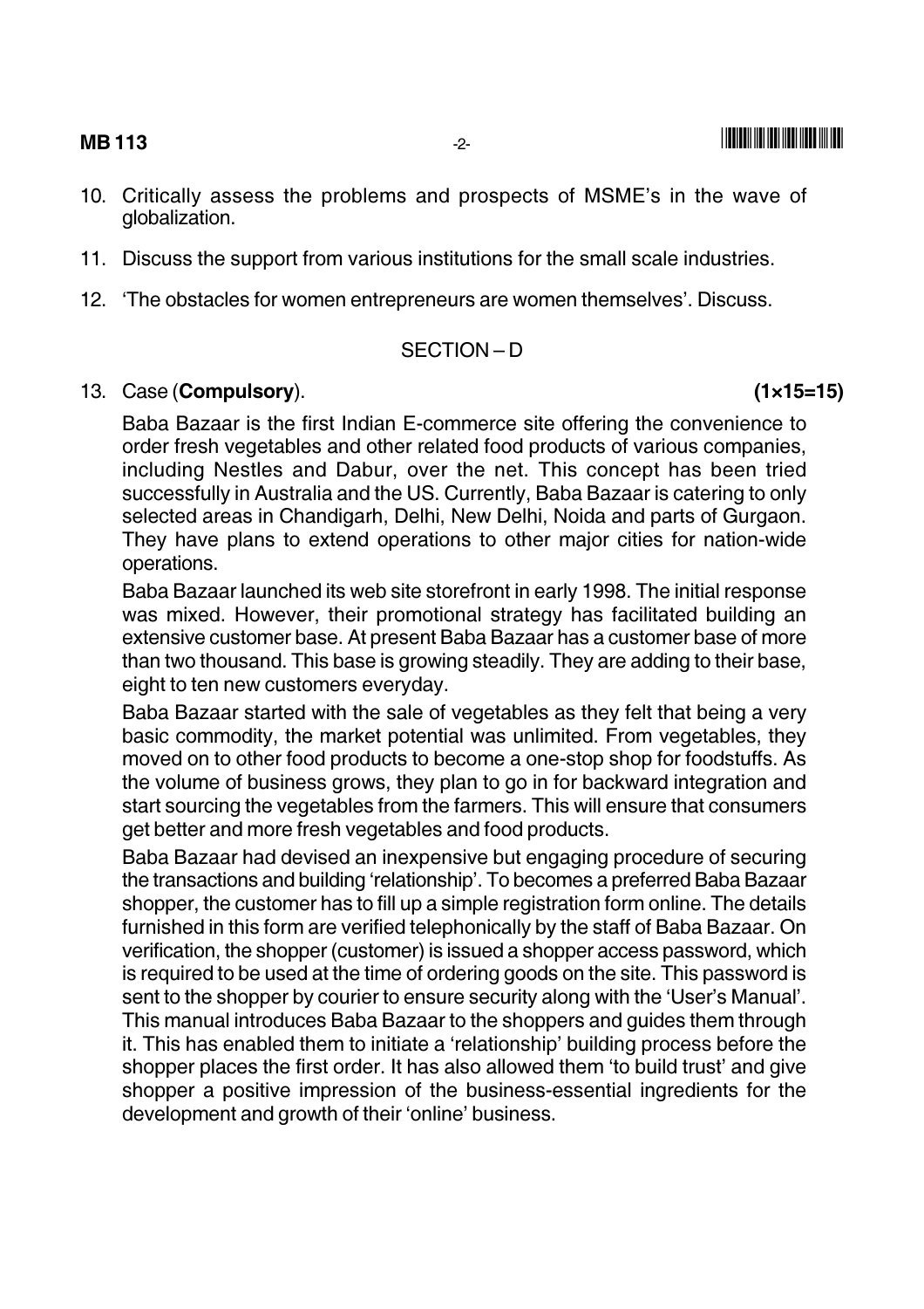10. Critically assess the problems and prospects of MSME's in the wave of globalization.

11. Discuss the support from various institutions for the small scale industries.

12. 'The obstacles for women entrepreneurs are women themselves'. Discuss.

SECTION – D

13. Case (**Compulsory**). **(1×15=15)**

Baba Bazaar is the first Indian E-commerce site offering the convenience to order fresh vegetables and other related food products of various companies, including Nestles and Dabur, over the net. This concept has been tried successfully in Australia and the US. Currently, Baba Bazaar is catering to only selected areas in Chandigarh, Delhi, New Delhi, Noida and parts of Gurgaon. They have plans to extend operations to other major cities for nation-wide operations.

Baba Bazaar launched its web site storefront in early 1998. The initial response was mixed. However, their promotional strategy has facilitated building an extensive customer base. At present Baba Bazaar has a customer base of more than two thousand. This base is growing steadily. They are adding to their base, eight to ten new customers everyday.

Baba Bazaar started with the sale of vegetables as they felt that being a very basic commodity, the market potential was unlimited. From vegetables, they moved on to other food products to become a one-stop shop for foodstuffs. As the volume of business grows, they plan to go in for backward integration and start sourcing the vegetables from the farmers. This will ensure that consumers get better and more fresh vegetables and food products.

Baba Bazaar had devised an inexpensive but engaging procedure of securing the transactions and building 'relationship'. To becomes a preferred Baba Bazaar shopper, the customer has to fill up a simple registration form online. The details furnished in this form are verified telephonically by the staff of Baba Bazaar. On verification, the shopper (customer) is issued a shopper access password, which is required to be used at the time of ordering goods on the site. This password is sent to the shopper by courier to ensure security along with the 'User's Manual'. This manual introduces Baba Bazaar to the shoppers and guides them through it. This has enabled them to initiate a 'relationship' building process before the shopper places the first order. It has also allowed them 'to build trust' and give shopper a positive impression of the business-essential ingredients for the development and growth of their 'online' business.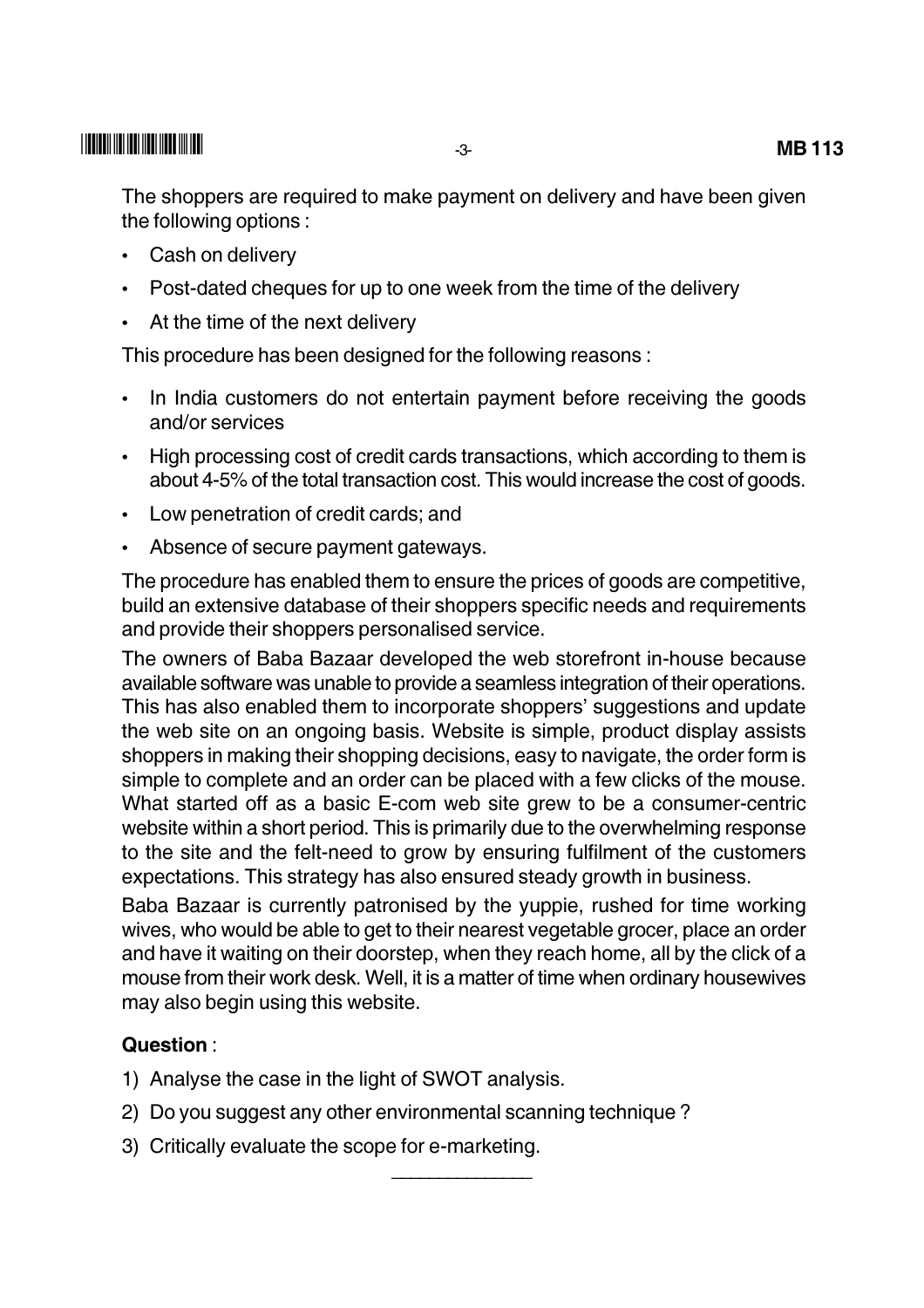The shoppers are required to make payment on delivery and have been given the following options :

- Cash on delivery
- Post-dated cheques for up to one week from the time of the delivery
- At the time of the next delivery

This procedure has been designed for the following reasons :

- In India customers do not entertain payment before receiving the goods and/or services
- High processing cost of credit cards transactions, which according to them is about 4-5% of the total transaction cost. This would increase the cost of goods.
- Low penetration of credit cards; and
- Absence of secure payment gateways.

The procedure has enabled them to ensure the prices of goods are competitive, build an extensive database of their shoppers specific needs and requirements and provide their shoppers personalised service.

The owners of Baba Bazaar developed the web storefront in-house because available software was unable to provide a seamless integration of their operations. This has also enabled them to incorporate shoppers' suggestions and update the web site on an ongoing basis. Website is simple, product display assists shoppers in making their shopping decisions, easy to navigate, the order form is simple to complete and an order can be placed with a few clicks of the mouse. What started off as a basic E-com web site grew to be a consumer-centric website within a short period. This is primarily due to the overwhelming response to the site and the felt-need to grow by ensuring fulfilment of the customers expectations. This strategy has also ensured steady growth in business.

Baba Bazaar is currently patronised by the yuppie, rushed for time working wives, who would be able to get to their nearest vegetable grocer, place an order and have it waiting on their doorstep, when they reach home, all by the click of a mouse from their work desk. Well, it is a matter of time when ordinary housewives may also begin using this website.

**Question** :

1) Analyse the case in the light of SWOT analysis.
2) Do you suggest any other environmental scanning technique ?
3) Critically evaluate the scope for e-marketing.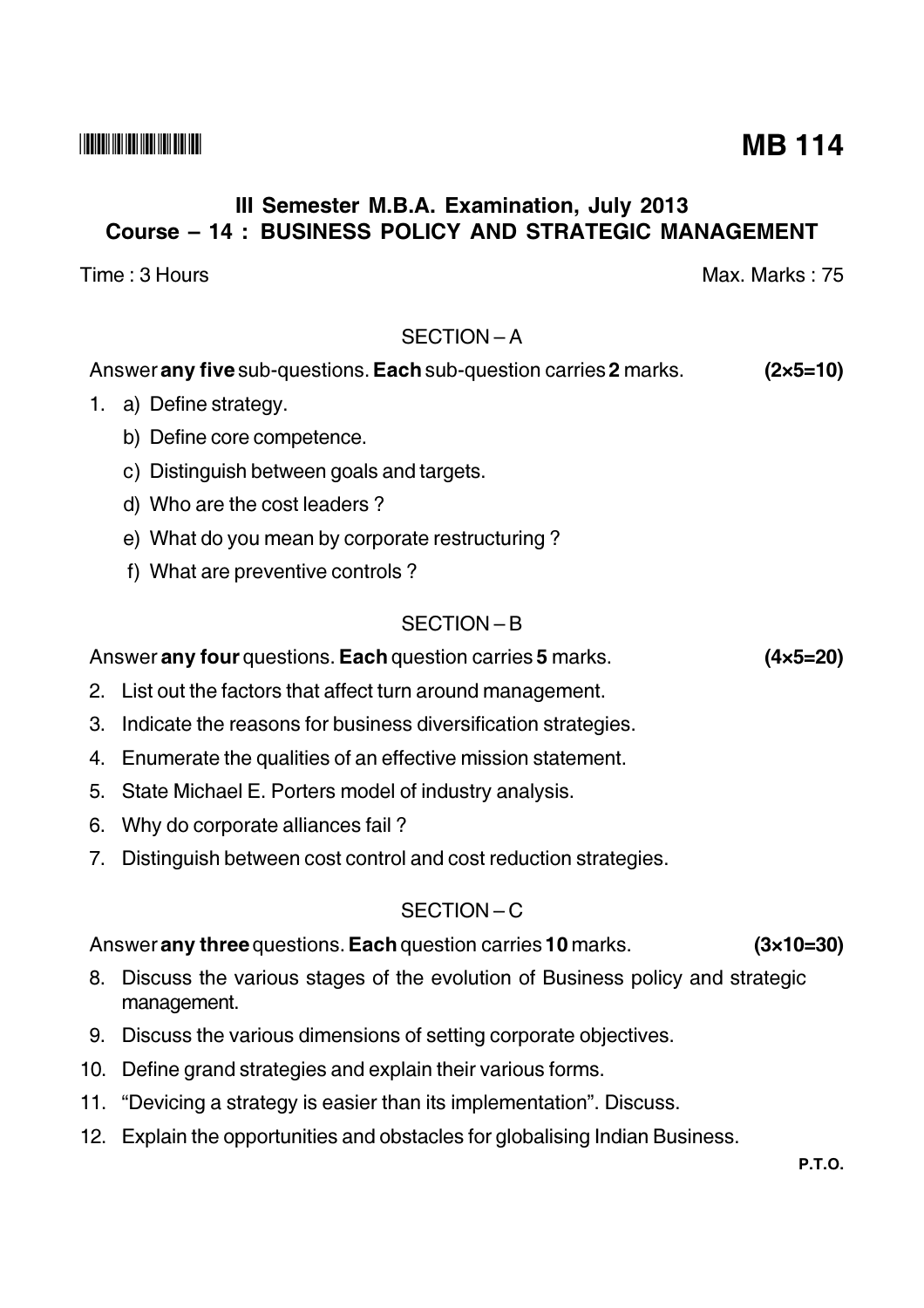**MB 114**

## III Semester M.B.A. Examination, July 2013
## Course – 14 : BUSINESS POLICY AND STRATEGIC MANAGEMENT

Time : 3 Hours Max. Marks : 75

### SECTION – A

Answer **any five** sub-questions. **Each** sub-question carries **2** marks. **(2×5=10)**

1. a) Define strategy.
   b) Define core competence.
   c) Distinguish between goals and targets.
   d) Who are the cost leaders ?
   e) What do you mean by corporate restructuring ?
   f) What are preventive controls ?

### SECTION – B

Answer **any four** questions. **Each** question carries **5** marks. **(4×5=20)**

2. List out the factors that affect turn around management.
3. Indicate the reasons for business diversification strategies.
4. Enumerate the qualities of an effective mission statement.
5. State Michael E. Porters model of industry analysis.
6. Why do corporate alliances fail ?
7. Distinguish between cost control and cost reduction strategies.

### SECTION – C

Answer **any three** questions. **Each** question carries **10** marks. **(3×10=30)**

8. Discuss the various stages of the evolution of Business policy and strategic management.
9. Discuss the various dimensions of setting corporate objectives.
10. Define grand strategies and explain their various forms.
11. "Devicing a strategy is easier than its implementation". Discuss.
12. Explain the opportunities and obstacles for globalising Indian Business.

P.T.O.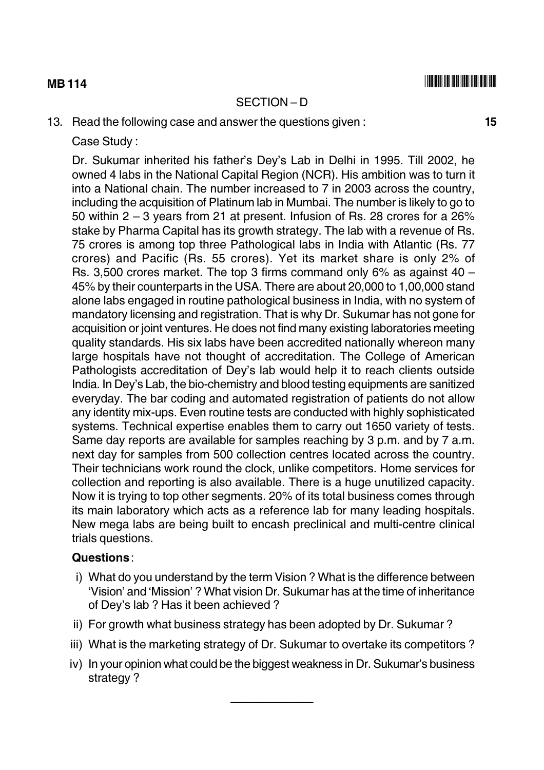## SECTION – D

13. Read the following case and answer the questions given : **15**

Case Study :

Dr. Sukumar inherited his father's Dey's Lab in Delhi in 1995. Till 2002, he owned 4 labs in the National Capital Region (NCR). His ambition was to turn it into a National chain. The number increased to 7 in 2003 across the country, including the acquisition of Platinum lab in Mumbai. The number is likely to go to 50 within 2 – 3 years from 21 at present. Infusion of Rs. 28 crores for a 26% stake by Pharma Capital has its growth strategy. The lab with a revenue of Rs. 75 crores is among top three Pathological labs in India with Atlantic (Rs. 77 crores) and Pacific (Rs. 55 crores). Yet its market share is only 2% of Rs. 3,500 crores market. The top 3 firms command only 6% as against 40 – 45% by their counterparts in the USA. There are about 20,000 to 1,00,000 stand alone labs engaged in routine pathological business in India, with no system of mandatory licensing and registration. That is why Dr. Sukumar has not gone for acquisition or joint ventures. He does not find many existing laboratories meeting quality standards. His six labs have been accredited nationally whereon many large hospitals have not thought of accreditation. The College of American Pathologists accreditation of Dey's lab would help it to reach clients outside India. In Dey's Lab, the bio-chemistry and blood testing equipments are sanitized everyday. The bar coding and automated registration of patients do not allow any identity mix-ups. Even routine tests are conducted with highly sophisticated systems. Technical expertise enables them to carry out 1650 variety of tests. Same day reports are available for samples reaching by 3 p.m. and by 7 a.m. next day for samples from 500 collection centres located across the country. Their technicians work round the clock, unlike competitors. Home services for collection and reporting is also available. There is a huge unutilized capacity. Now it is trying to top other segments. 20% of its total business comes through its main laboratory which acts as a reference lab for many leading hospitals. New mega labs are being built to encash preclinical and multi-centre clinical trials questions.

**Questions**:

i) What do you understand by the term Vision ? What is the difference between 'Vision' and 'Mission' ? What vision Dr. Sukumar has at the time of inheritance of Dey's lab ? Has it been achieved ?

ii) For growth what business strategy has been adopted by Dr. Sukumar ?

iii) What is the marketing strategy of Dr. Sukumar to overtake its competitors ?

iv) In your opinion what could be the biggest weakness in Dr. Sukumar's business strategy ?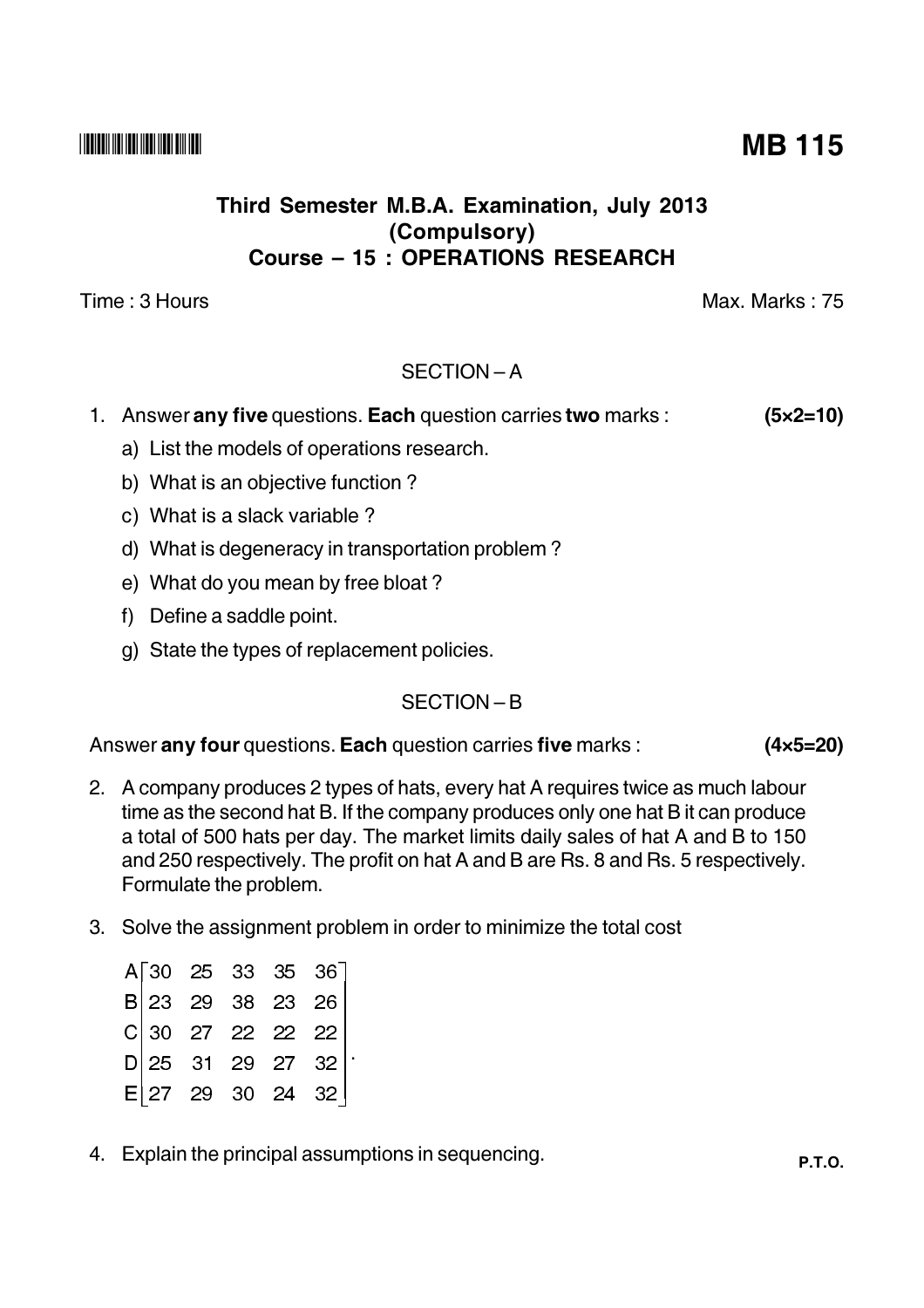**MB 115**

# Third Semester M.B.A. Examination, July 2013
## (Compulsory)
## Course – 15 : OPERATIONS RESEARCH

Time : 3 Hours                                                                                     Max. Marks : 75

### SECTION – A

1. Answer **any five** questions. **Each** question carries **two** marks : **(5×2=10)**
   a) List the models of operations research.
   b) What is an objective function ?
   c) What is a slack variable ?
   d) What is degeneracy in transportation problem ?
   e) What do you mean by free bloat ?
   f) Define a saddle point.
   g) State the types of replacement policies.

### SECTION – B

Answer **any four** questions. **Each** question carries **five** marks : **(4×5=20)**

2. A company produces 2 types of hats, every hat A requires twice as much labour time as the second hat B. If the company produces only one hat B it can produce a total of 500 hats per day. The market limits daily sales of hat A and B to 150 and 250 respectively. The profit on hat A and B are Rs. 8 and Rs. 5 respectively. Formulate the problem.

3. Solve the assignment problem in order to minimize the total cost

$$\begin{array}{c} A \\ B \\ C \\ D \\ E \end{array}\begin{bmatrix} 30 & 25 & 33 & 35 & 36 \\ 23 & 29 & 38 & 23 & 26 \\ 30 & 27 & 22 & 22 & 22 \\ 25 & 31 & 29 & 27 & 32 \\ 27 & 29 & 30 & 24 & 32 \end{bmatrix}.$$

4. Explain the principal assumptions in sequencing.

P.T.O.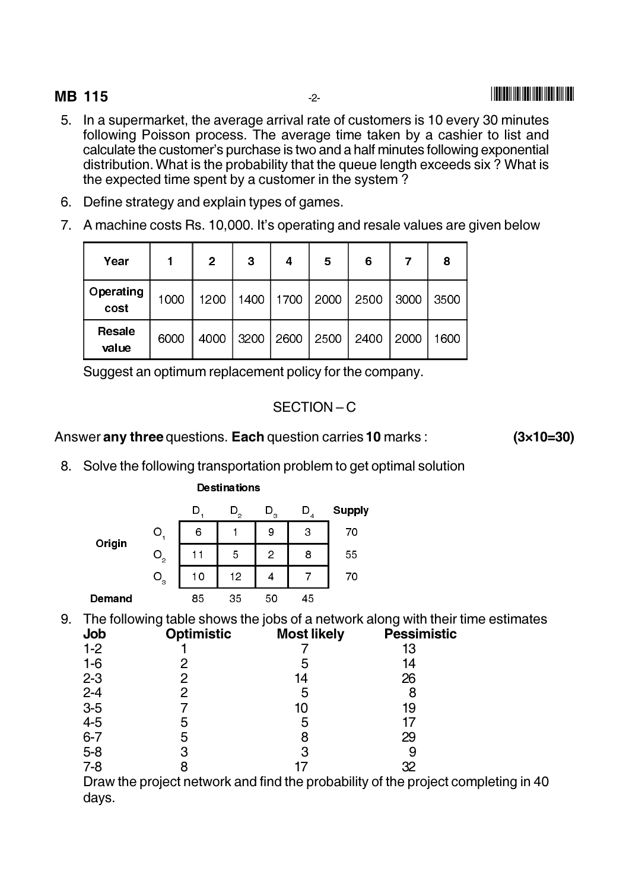5. In a supermarket, the average arrival rate of customers is 10 every 30 minutes following Poisson process. The average time taken by a cashier to list and calculate the customer's purchase is two and a half minutes following exponential distribution. What is the probability that the queue length exceeds six ? What is the expected time spent by a customer in the system ?

6. Define strategy and explain types of games.

7. A machine costs Rs. 10,000. It's operating and resale values are given below

| Year | 1 | 2 | 3 | 4 | 5 | 6 | 7 | 8 |
|---|---|---|---|---|---|---|---|---|
| Operating cost | 1000 | 1200 | 1400 | 1700 | 2000 | 2500 | 3000 | 3500 |
| Resale value | 6000 | 4000 | 3200 | 2600 | 2500 | 2400 | 2000 | 1600 |

Suggest an optimum replacement policy for the company.

## SECTION – C

Answer **any three** questions. **Each** question carries **10** marks : **(3×10=30)**

8. Solve the following transportation problem to get optimal solution

**Destinations**

| Origin | $D_1$ | $D_2$ | $D_3$ | $D_4$ | Supply |
|---|---|---|---|---|---|
| $O_1$ | 6 | 1 | 9 | 3 | 70 |
| $O_2$ | 11 | 5 | 2 | 8 | 55 |
| $O_3$ | 10 | 12 | 4 | 7 | 70 |
| **Demand** | 85 | 35 | 50 | 45 | |

9. The following table shows the jobs of a network along with their time estimates

| Job | Optimistic | Most likely | Pessimistic |
|---|---|---|---|
| 1-2 | 1 | 7 | 13 |
| 1-6 | 2 | 5 | 14 |
| 2-3 | 2 | 14 | 26 |
| 2-4 | 2 | 5 | 8 |
| 3-5 | 7 | 10 | 19 |
| 4-5 | 5 | 5 | 17 |
| 6-7 | 5 | 8 | 29 |
| 5-8 | 3 | 3 | 9 |
| 7-8 | 8 | 17 | 32 |

Draw the project network and find the probability of the project completing in 40 days.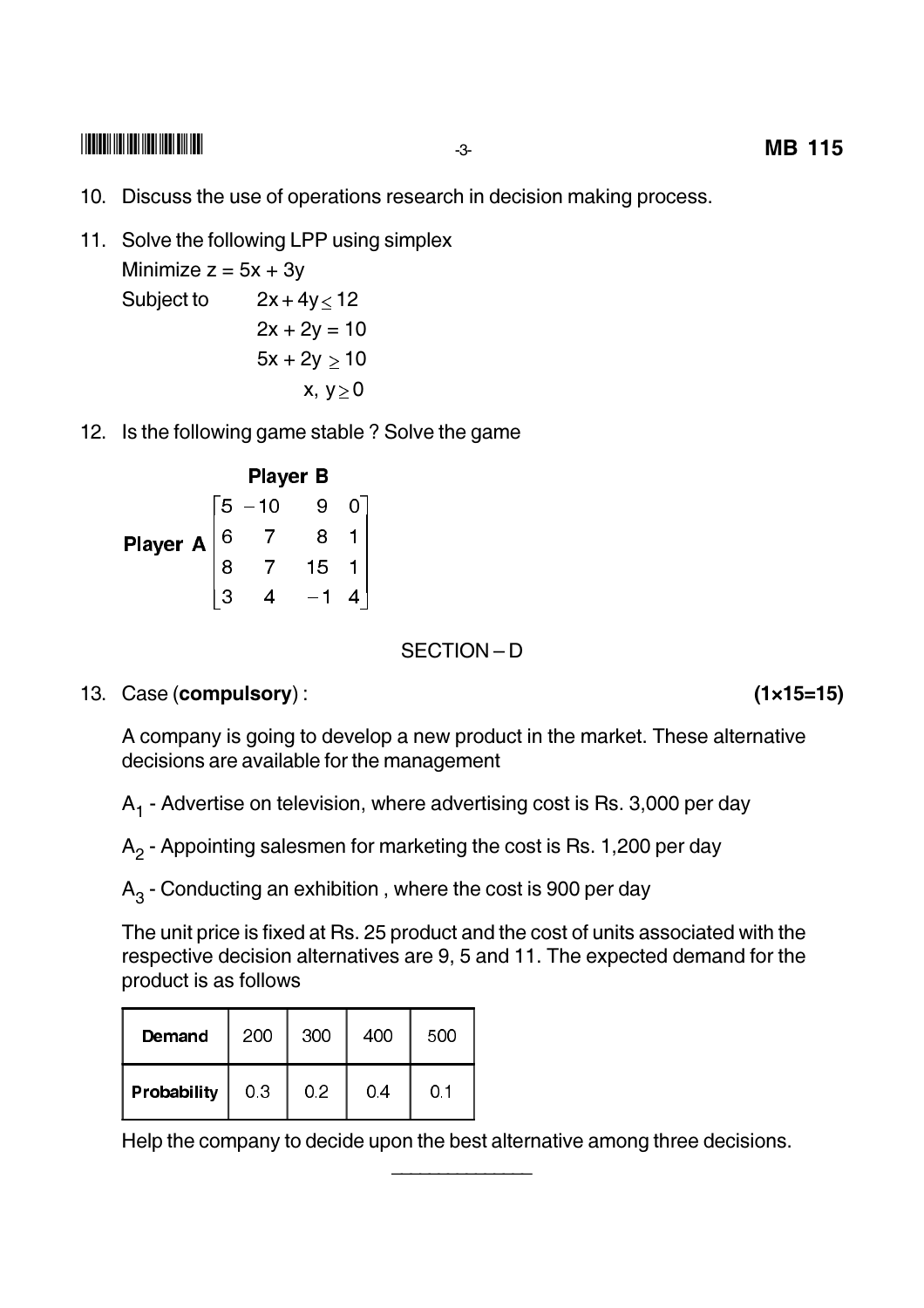10. Discuss the use of operations research in decision making process.

11. Solve the following LPP using simplex

    Minimize $z = 5x + 3y$

    Subject to
    $$2x + 4y \leq 12$$
    $$2x + 2y = 10$$
    $$5x + 2y \geq 10$$
    $$x, y \geq 0$$

12. Is the following game stable ? Solve the game

$$\textbf{Player A} \overset{\textbf{Player B}}{\begin{bmatrix} 5 & -10 & 9 & 0 \\ 6 & 7 & 8 & 1 \\ 8 & 7 & 15 & 1 \\ 3 & 4 & -1 & 4 \end{bmatrix}}$$

## SECTION – D

13. Case (**compulsory**) : **(1×15=15)**

    A company is going to develop a new product in the market. These alternative decisions are available for the management

    $A_1$ - Advertise on television, where advertising cost is Rs. 3,000 per day

    $A_2$ - Appointing salesmen for marketing the cost is Rs. 1,200 per day

    $A_3$ - Conducting an exhibition , where the cost is 900 per day

    The unit price is fixed at Rs. 25 product and the cost of units associated with the respective decision alternatives are 9, 5 and 11. The expected demand for the product is as follows

| **Demand** | 200 | 300 | 400 | 500 |
|---|---|---|---|---|
| **Probability** | 0.3 | 0.2 | 0.4 | 0.1 |

Help the company to decide upon the best alternative among three decisions.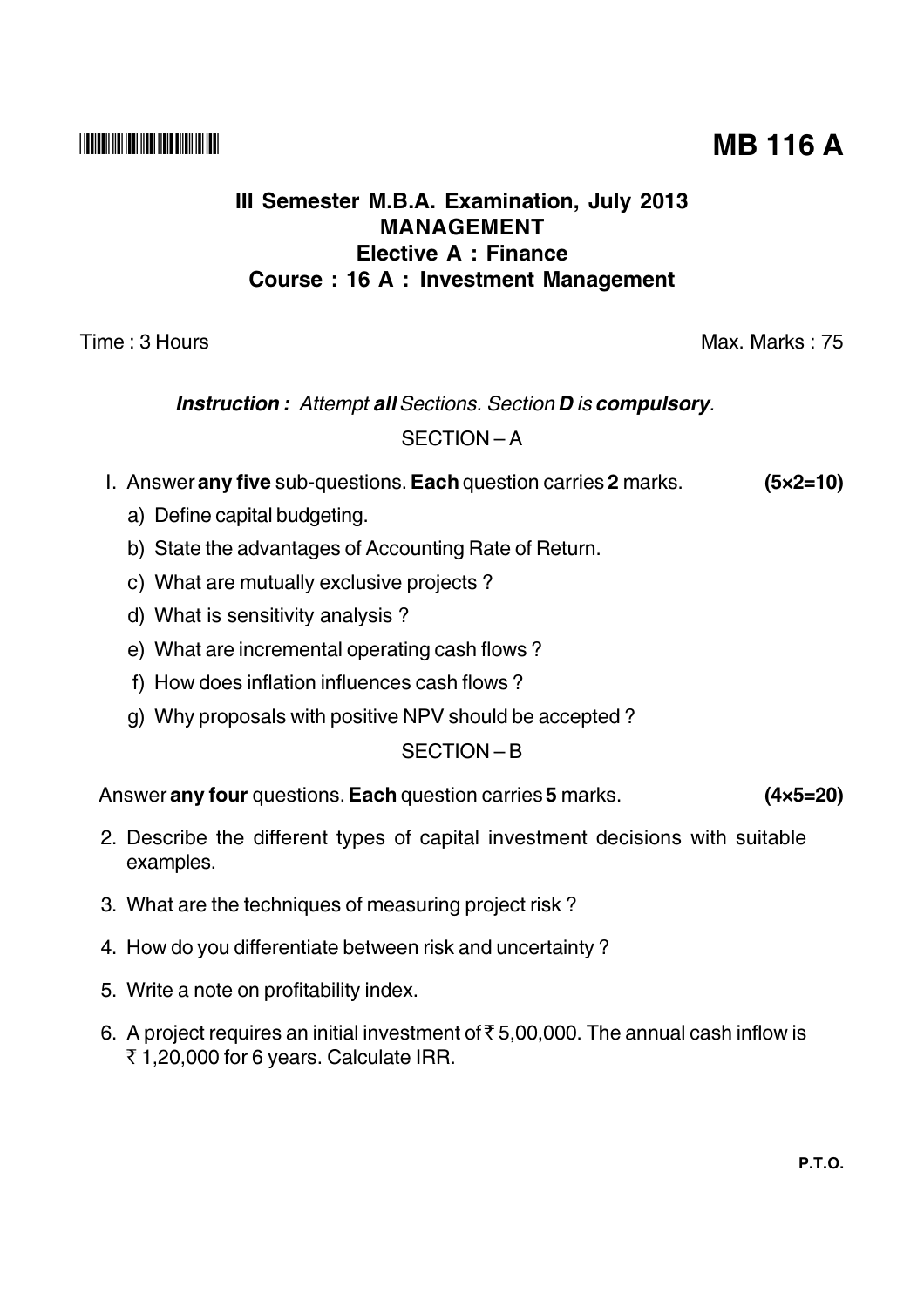**MB 116 A**

# III Semester M.B.A. Examination, July 2013
## MANAGEMENT
## Elective A : Finance
## Course : 16 A : Investment Management

Time : 3 Hours | Max. Marks : 75

***Instruction :*** *Attempt **all** Sections. Section **D** is **compulsory**.*

### SECTION – A

I. Answer **any five** sub-questions. **Each** question carries **2** marks. **(5×2=10)**

a) Define capital budgeting.

b) State the advantages of Accounting Rate of Return.

c) What are mutually exclusive projects ?

d) What is sensitivity analysis ?

e) What are incremental operating cash flows ?

f) How does inflation influences cash flows ?

g) Why proposals with positive NPV should be accepted ?

### SECTION – B

Answer **any four** questions. **Each** question carries **5** marks. **(4×5=20)**

2. Describe the different types of capital investment decisions with suitable examples.

3. What are the techniques of measuring project risk ?

4. How do you differentiate between risk and uncertainty ?

5. Write a note on profitability index.

6. A project requires an initial investment of ₹ 5,00,000. The annual cash inflow is ₹ 1,20,000 for 6 years. Calculate IRR.

P.T.O.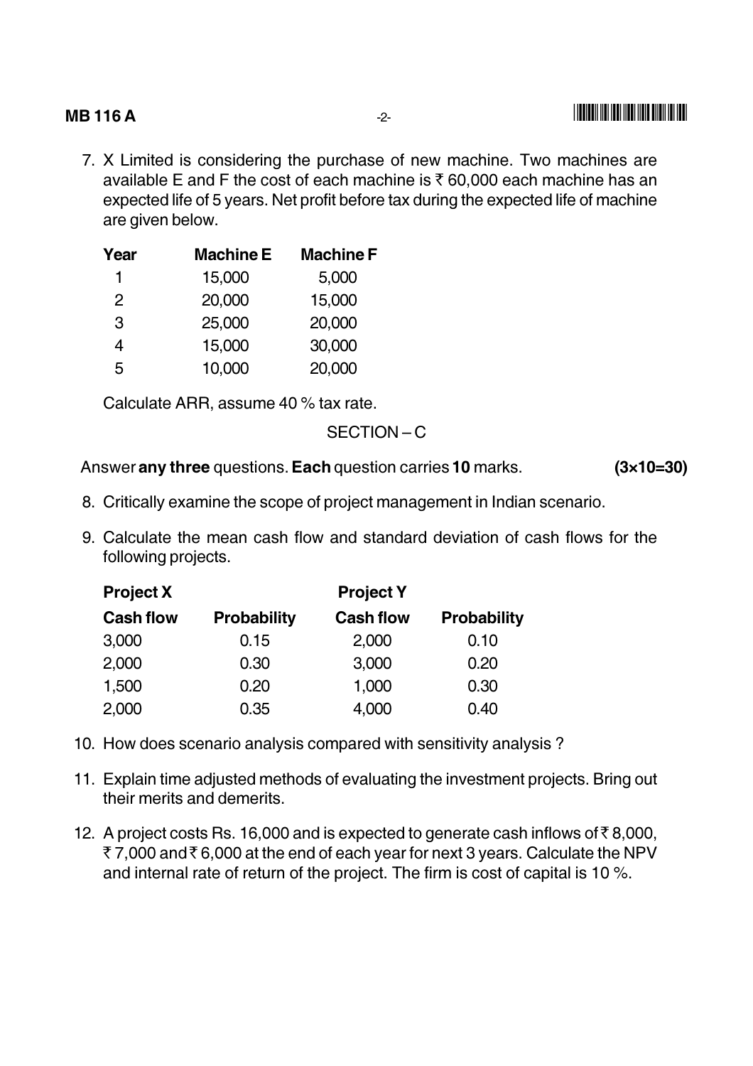7. X Limited is considering the purchase of new machine. Two machines are available E and F the cost of each machine is ₹ 60,000 each machine has an expected life of 5 years. Net profit before tax during the expected life of machine are given below.

| Year | Machine E | Machine F |
|---|---|---|
| 1 | 15,000 | 5,000 |
| 2 | 20,000 | 15,000 |
| 3 | 25,000 | 20,000 |
| 4 | 15,000 | 30,000 |
| 5 | 10,000 | 20,000 |

Calculate ARR, assume 40 % tax rate.

## SECTION – C

Answer **any three** questions. **Each** question carries **10** marks. **(3×10=30)**

8. Critically examine the scope of project management in Indian scenario.

9. Calculate the mean cash flow and standard deviation of cash flows for the following projects.

| **Project X** | | **Project Y** | |
|---|---|---|---|
| **Cash flow** | **Probability** | **Cash flow** | **Probability** |
| 3,000 | 0.15 | 2,000 | 0.10 |
| 2,000 | 0.30 | 3,000 | 0.20 |
| 1,500 | 0.20 | 1,000 | 0.30 |
| 2,000 | 0.35 | 4,000 | 0.40 |

10. How does scenario analysis compared with sensitivity analysis ?

11. Explain time adjusted methods of evaluating the investment projects. Bring out their merits and demerits.

12. A project costs Rs. 16,000 and is expected to generate cash inflows of ₹ 8,000, ₹ 7,000 and ₹ 6,000 at the end of each year for next 3 years. Calculate the NPV and internal rate of return of the project. The firm is cost of capital is 10 %.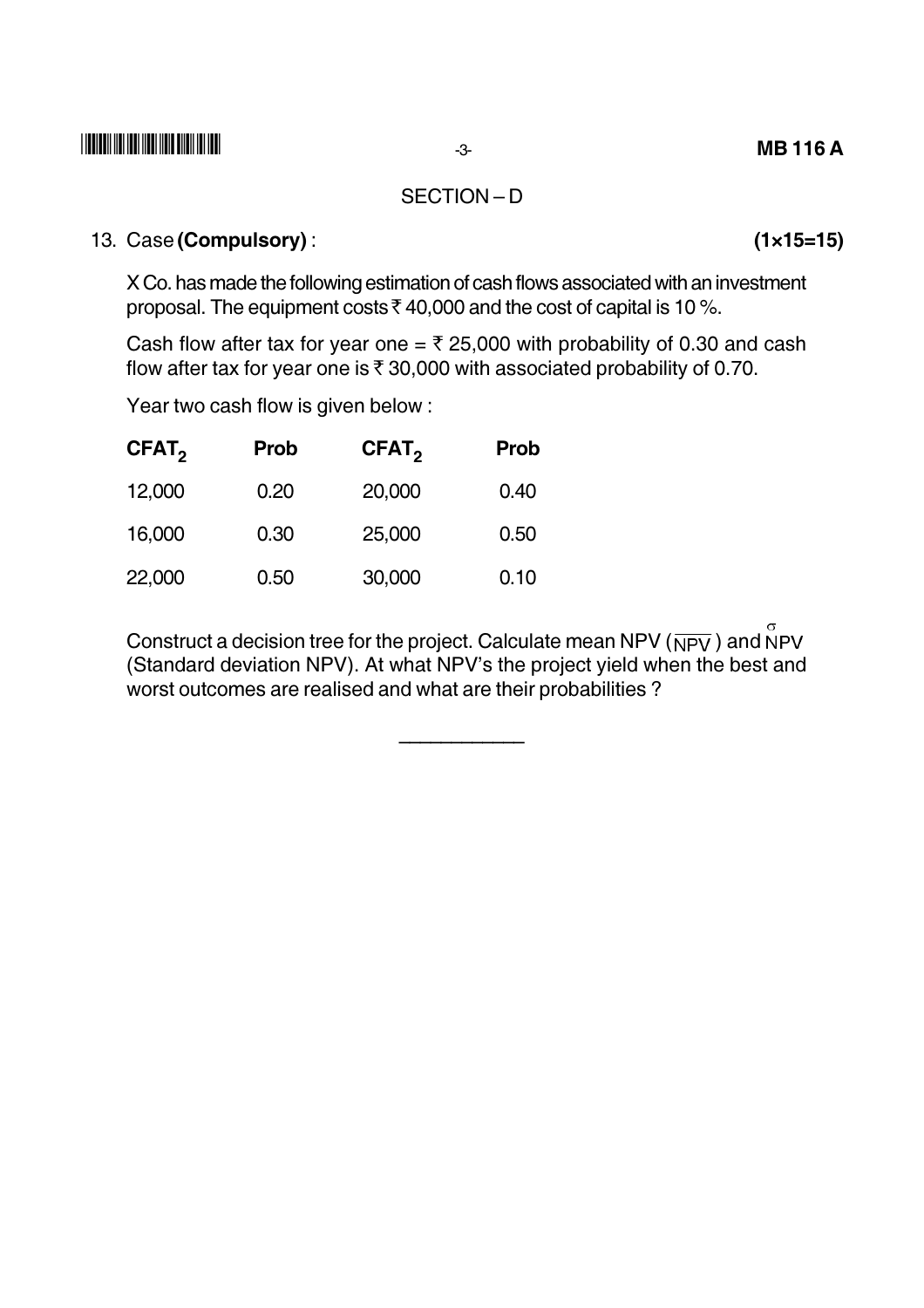## SECTION – D

13. Case **(Compulsory)** : **(1×15=15)**

X Co. has made the following estimation of cash flows associated with an investment proposal. The equipment costs ₹ 40,000 and the cost of capital is 10 %.

Cash flow after tax for year one = ₹ 25,000 with probability of 0.30 and cash flow after tax for year one is ₹ 30,000 with associated probability of 0.70.

Year two cash flow is given below :

| $CFAT_2$ | Prob | $CFAT_2$ | Prob |
|---|---|---|---|
| 12,000 | 0.20 | 20,000 | 0.40 |
| 16,000 | 0.30 | 25,000 | 0.50 |
| 22,000 | 0.50 | 30,000 | 0.10 |

Construct a decision tree for the project. Calculate mean NPV ($\overline{NPV}$) and $\overset{\sigma}{N}PV$ (Standard deviation NPV). At what NPV's the project yield when the best and worst outcomes are realised and what are their probabilities ?

___________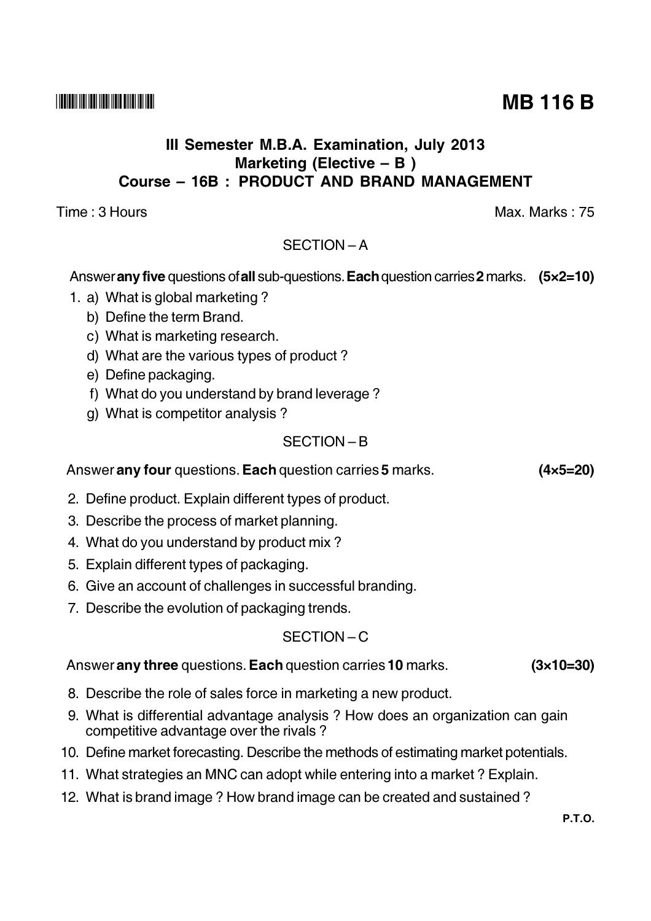**MB 116 B**

### III Semester M.B.A. Examination, July 2013
### Marketing (Elective – B )
### Course – 16B : PRODUCT AND BRAND MANAGEMENT

Time : 3 Hours Max. Marks : 75

## SECTION – A

Answer **any five** questions of **all** sub-questions. **Each** question carries **2** marks. **(5×2=10)**

1. a) What is global marketing ?
   b) Define the term Brand.
   c) What is marketing research.
   d) What are the various types of product ?
   e) Define packaging.
   f) What do you understand by brand leverage ?
   g) What is competitor analysis ?

## SECTION – B

Answer **any four** questions. **Each** question carries **5** marks. **(4×5=20)**

2. Define product. Explain different types of product.
3. Describe the process of market planning.
4. What do you understand by product mix ?
5. Explain different types of packaging.
6. Give an account of challenges in successful branding.
7. Describe the evolution of packaging trends.

## SECTION – C

Answer **any three** questions. **Each** question carries **10** marks. **(3×10=30)**

8. Describe the role of sales force in marketing a new product.
9. What is differential advantage analysis ? How does an organization can gain competitive advantage over the rivals ?
10. Define market forecasting. Describe the methods of estimating market potentials.
11. What strategies an MNC can adopt while entering into a market ? Explain.
12. What is brand image ? How brand image can be created and sustained ?

**P.T.O.**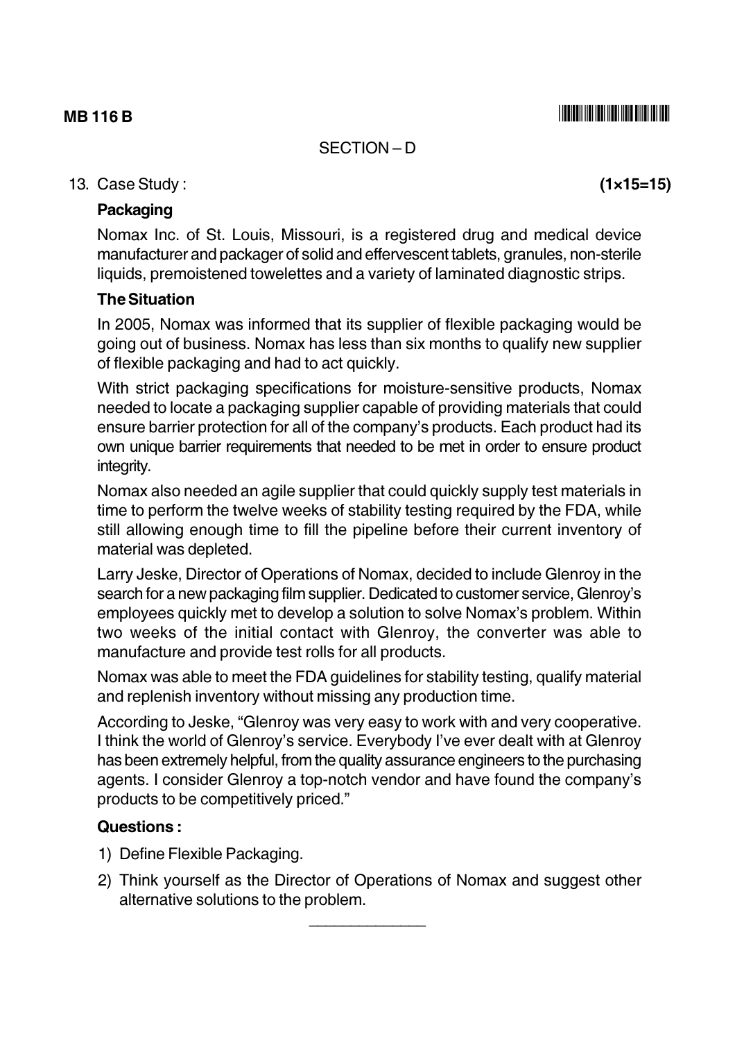## SECTION – D

13. Case Study : **(1×15=15)**

### Packaging

Nomax Inc. of St. Louis, Missouri, is a registered drug and medical device manufacturer and packager of solid and effervescent tablets, granules, non-sterile liquids, premoistened towelettes and a variety of laminated diagnostic strips.

### The Situation

In 2005, Nomax was informed that its supplier of flexible packaging would be going out of business. Nomax has less than six months to qualify new supplier of flexible packaging and had to act quickly.

With strict packaging specifications for moisture-sensitive products, Nomax needed to locate a packaging supplier capable of providing materials that could ensure barrier protection for all of the company's products. Each product had its own unique barrier requirements that needed to be met in order to ensure product integrity.

Nomax also needed an agile supplier that could quickly supply test materials in time to perform the twelve weeks of stability testing required by the FDA, while still allowing enough time to fill the pipeline before their current inventory of material was depleted.

Larry Jeske, Director of Operations of Nomax, decided to include Glenroy in the search for a new packaging film supplier. Dedicated to customer service, Glenroy's employees quickly met to develop a solution to solve Nomax's problem. Within two weeks of the initial contact with Glenroy, the converter was able to manufacture and provide test rolls for all products.

Nomax was able to meet the FDA guidelines for stability testing, qualify material and replenish inventory without missing any production time.

According to Jeske, "Glenroy was very easy to work with and very cooperative. I think the world of Glenroy's service. Everybody I've ever dealt with at Glenroy has been extremely helpful, from the quality assurance engineers to the purchasing agents. I consider Glenroy a top-notch vendor and have found the company's products to be competitively priced."

### Questions :

1) Define Flexible Packaging.
2) Think yourself as the Director of Operations of Nomax and suggest other alternative solutions to the problem.

______________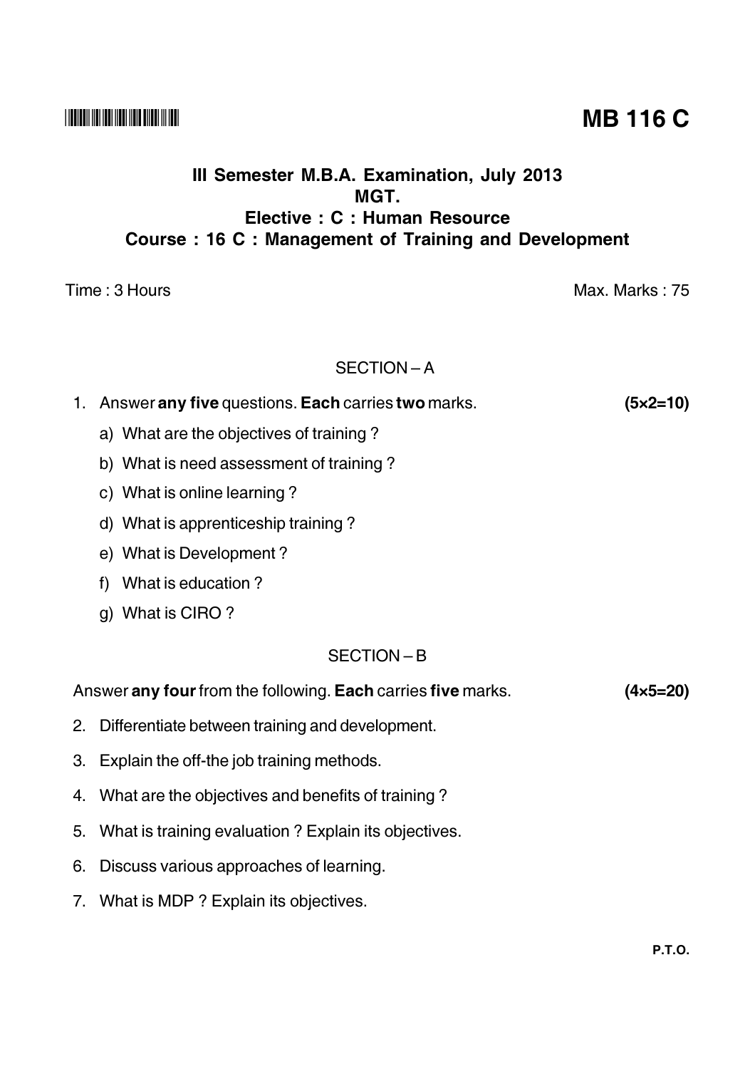**MB 116 C**

**III Semester M.B.A. Examination, July 2013**
**MGT.**
**Elective : C : Human Resource**
**Course : 16 C : Management of Training and Development**

Time : 3 Hours | Max. Marks : 75

## SECTION – A

1. Answer **any five** questions. **Each** carries **two** marks. **(5×2=10)**

   a) What are the objectives of training ?

   b) What is need assessment of training ?

   c) What is online learning ?

   d) What is apprenticeship training ?

   e) What is Development ?

   f) What is education ?

   g) What is CIRO ?

## SECTION – B

Answer **any four** from the following. **Each** carries **five** marks. **(4×5=20)**

2. Differentiate between training and development.

3. Explain the off-the job training methods.

4. What are the objectives and benefits of training ?

5. What is training evaluation ? Explain its objectives.

6. Discuss various approaches of learning.

7. What is MDP ? Explain its objectives.

**P.T.O.**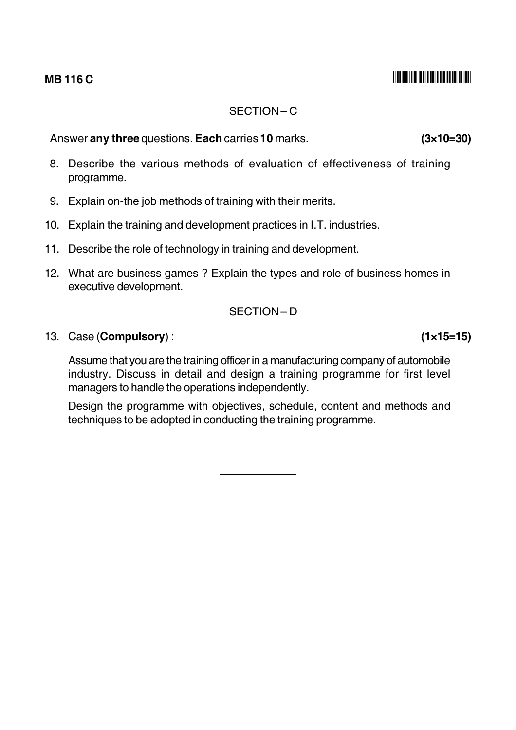## SECTION – C

Answer **any three** questions. **Each** carries **10** marks. **(3×10=30)**

8. Describe the various methods of evaluation of effectiveness of training programme.

9. Explain on-the job methods of training with their merits.

10. Explain the training and development practices in I.T. industries.

11. Describe the role of technology in training and development.

12. What are business games ? Explain the types and role of business homes in executive development.

## SECTION – D

13. Case (**Compulsory**) : **(1×15=15)**

    Assume that you are the training officer in a manufacturing company of automobile industry. Discuss in detail and design a training programme for first level managers to handle the operations independently.

    Design the programme with objectives, schedule, content and methods and techniques to be adopted in conducting the training programme.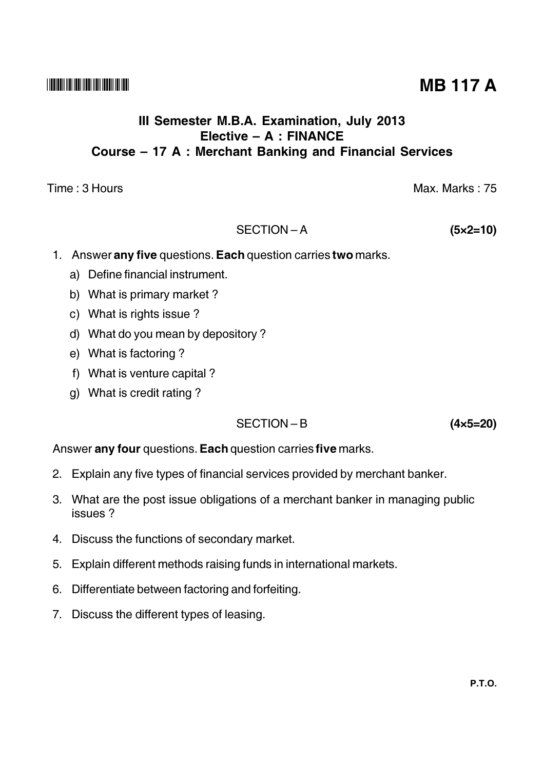**MB 117 A**

## III Semester M.B.A. Examination, July 2013
## Elective – A : FINANCE
## Course – 17 A : Merchant Banking and Financial Services

Time : 3 Hours | Max. Marks : 75

### SECTION – A **(5×2=10)**

1. Answer **any five** questions. **Each** question carries **two** marks.
   a) Define financial instrument.
   b) What is primary market ?
   c) What is rights issue ?
   d) What do you mean by depository ?
   e) What is factoring ?
   f) What is venture capital ?
   g) What is credit rating ?

### SECTION – B **(4×5=20)**

Answer **any four** questions. **Each** question carries **five** marks.

2. Explain any five types of financial services provided by merchant banker.
3. What are the post issue obligations of a merchant banker in managing public issues ?
4. Discuss the functions of secondary market.
5. Explain different methods raising funds in international markets.
6. Differentiate between factoring and forfeiting.
7. Discuss the different types of leasing.

P.T.O.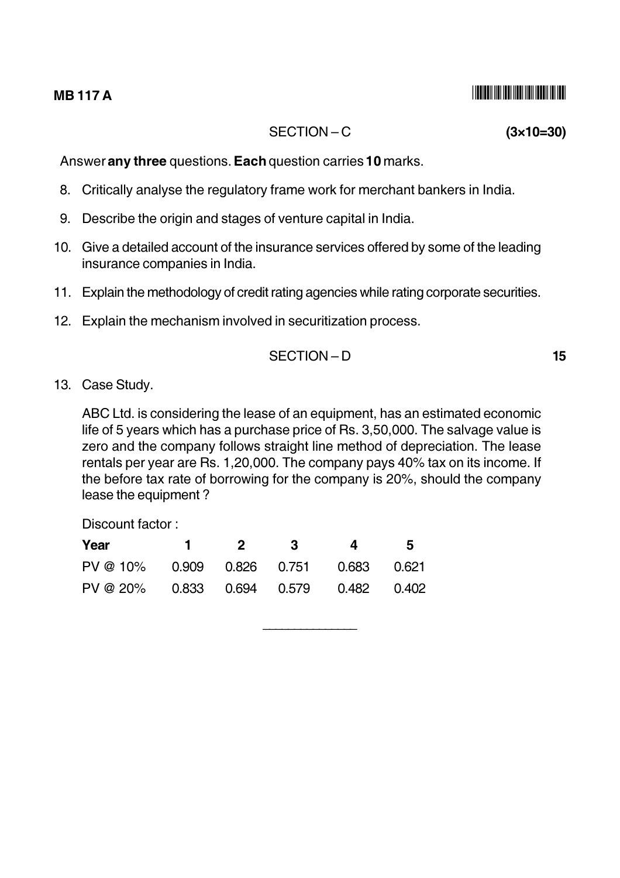**MB 117 A**

## SECTION – C

**(3×10=30)**

Answer **any three** questions. **Each** question carries **10** marks.

8. Critically analyse the regulatory frame work for merchant bankers in India.
9. Describe the origin and stages of venture capital in India.
10. Give a detailed account of the insurance services offered by some of the leading insurance companies in India.
11. Explain the methodology of credit rating agencies while rating corporate securities.
12. Explain the mechanism involved in securitization process.

## SECTION – D

**15**

13. Case Study.

ABC Ltd. is considering the lease of an equipment, has an estimated economic life of 5 years which has a purchase price of Rs. 3,50,000. The salvage value is zero and the company follows straight line method of depreciation. The lease rentals per year are Rs. 1,20,000. The company pays 40% tax on its income. If the before tax rate of borrowing for the company is 20%, should the company lease the equipment ?

Discount factor :

| **Year** | **1** | **2** | **3** | **4** | **5** |
|---|---|---|---|---|---|
| PV @ 10% | 0.909 | 0.826 | 0.751 | 0.683 | 0.621 |
| PV @ 20% | 0.833 | 0.694 | 0.579 | 0.482 | 0.402 |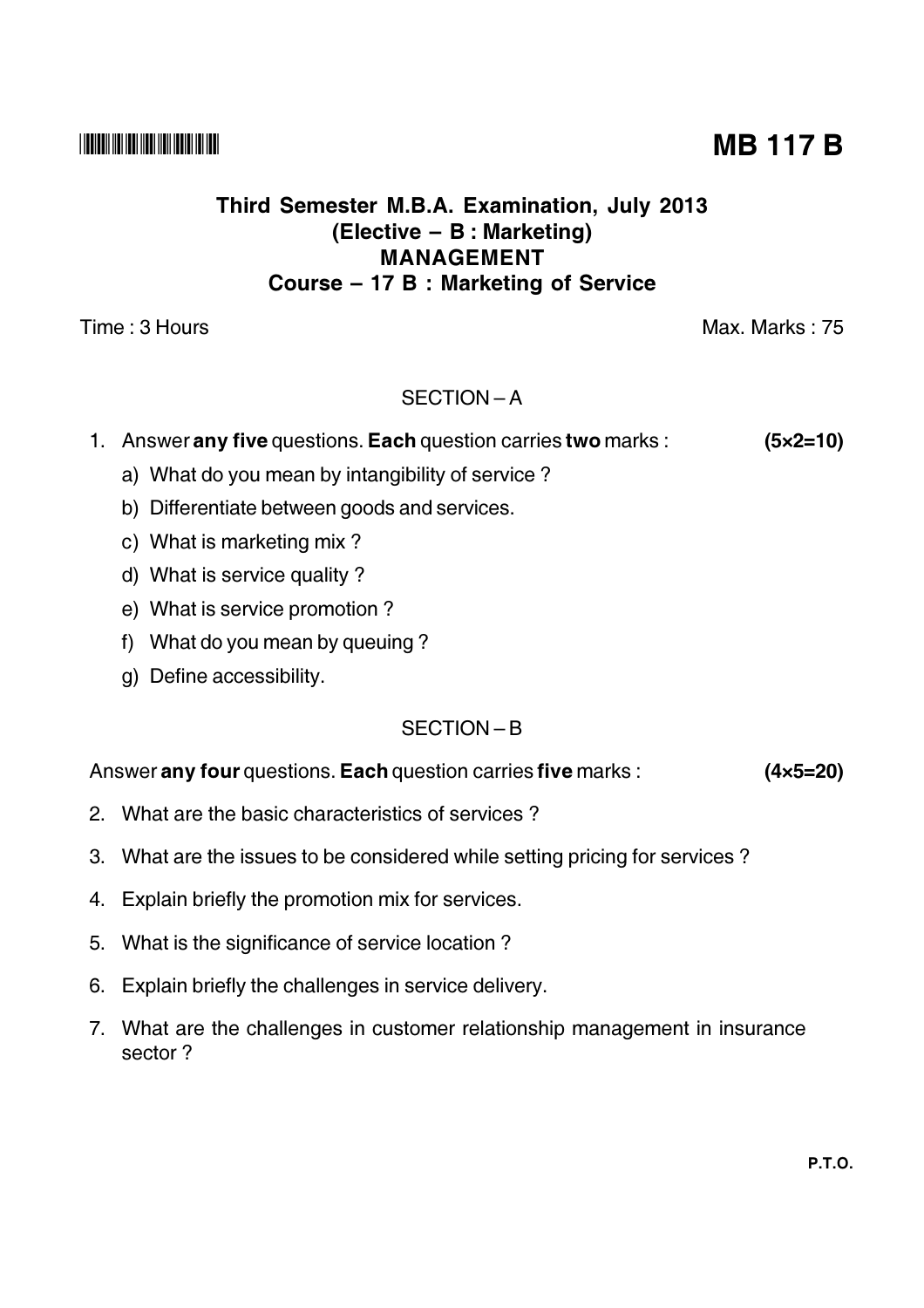**MB 117 B**

## Third Semester M.B.A. Examination, July 2013
## (Elective – B : Marketing)
## MANAGEMENT
## Course – 17 B : Marketing of Service

Time : 3 Hours | Max. Marks : 75

### SECTION – A

1. Answer **any five** questions. **Each** question carries **two** marks : **(5×2=10)**

   a) What do you mean by intangibility of service ?

   b) Differentiate between goods and services.

   c) What is marketing mix ?

   d) What is service quality ?

   e) What is service promotion ?

   f) What do you mean by queuing ?

   g) Define accessibility.

### SECTION – B

Answer **any four** questions. **Each** question carries **five** marks : **(4×5=20)**

2. What are the basic characteristics of services ?

3. What are the issues to be considered while setting pricing for services ?

4. Explain briefly the promotion mix for services.

5. What is the significance of service location ?

6. Explain briefly the challenges in service delivery.

7. What are the challenges in customer relationship management in insurance sector ?

P.T.O.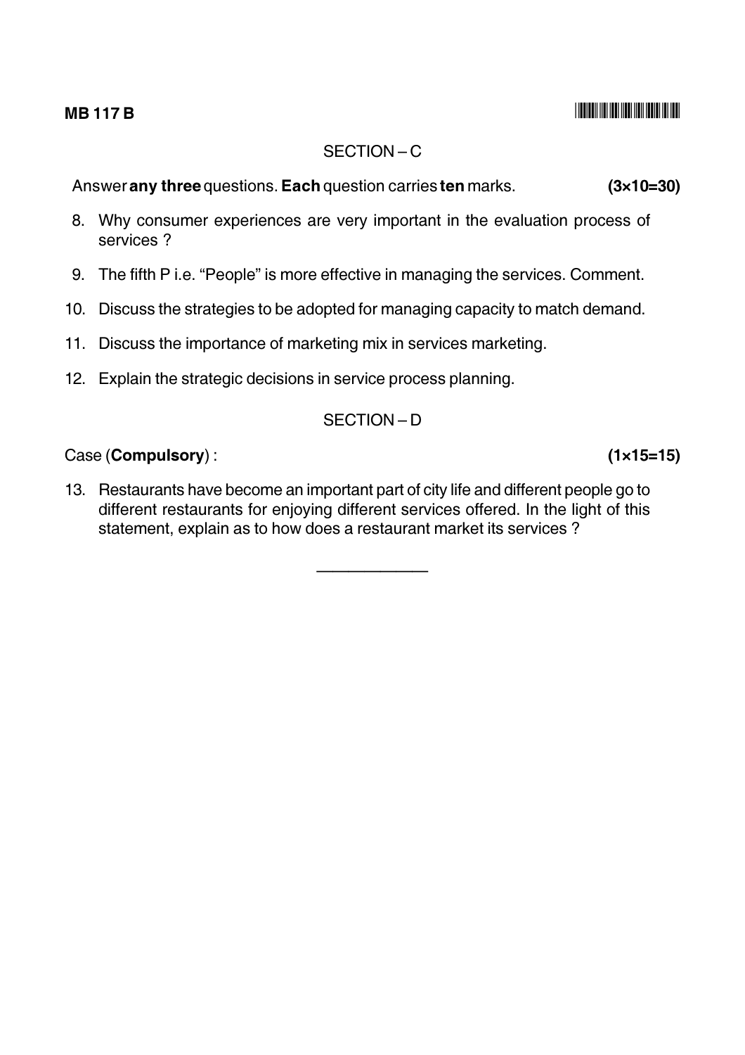**MB 117 B**

## SECTION – C

Answer **any three** questions. **Each** question carries **ten** marks. **(3×10=30)**

8. Why consumer experiences are very important in the evaluation process of services ?

9. The fifth P i.e. "People" is more effective in managing the services. Comment.

10. Discuss the strategies to be adopted for managing capacity to match demand.

11. Discuss the importance of marketing mix in services marketing.

12. Explain the strategic decisions in service process planning.

## SECTION – D

Case (**Compulsory**) : **(1×15=15)**

13. Restaurants have become an important part of city life and different people go to different restaurants for enjoying different services offered. In the light of this statement, explain as to how does a restaurant market its services ?

---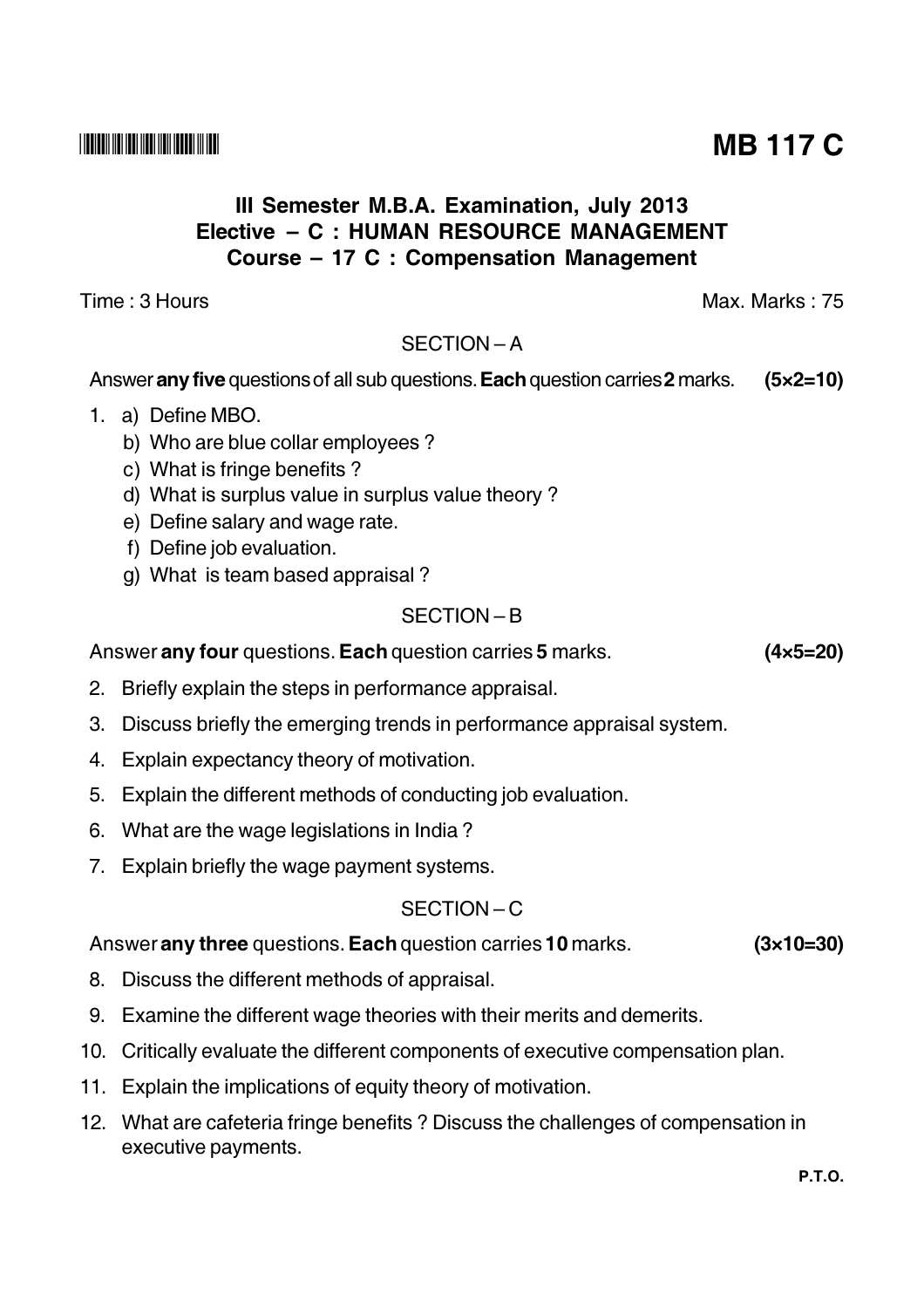**MB 117 C**

# III Semester M.B.A. Examination, July 2013
## Elective – C : HUMAN RESOURCE MANAGEMENT
## Course – 17 C : Compensation Management

Time : 3 Hours　　　　　　　　　　　　　　　　　　　　Max. Marks : 75

### SECTION – A

Answer **any five** questions of all sub questions. **Each** question carries **2** marks. **(5×2=10)**

1. a) Define MBO.
   b) Who are blue collar employees ?
   c) What is fringe benefits ?
   d) What is surplus value in surplus value theory ?
   e) Define salary and wage rate.
   f) Define job evaluation.
   g) What is team based appraisal ?

### SECTION – B

Answer **any four** questions. **Each** question carries **5** marks. **(4×5=20)**

2. Briefly explain the steps in performance appraisal.
3. Discuss briefly the emerging trends in performance appraisal system.
4. Explain expectancy theory of motivation.
5. Explain the different methods of conducting job evaluation.
6. What are the wage legislations in India ?
7. Explain briefly the wage payment systems.

### SECTION – C

Answer **any three** questions. **Each** question carries **10** marks. **(3×10=30)**

8. Discuss the different methods of appraisal.
9. Examine the different wage theories with their merits and demerits.
10. Critically evaluate the different components of executive compensation plan.
11. Explain the implications of equity theory of motivation.
12. What are cafeteria fringe benefits ? Discuss the challenges of compensation in executive payments.

**P.T.O.**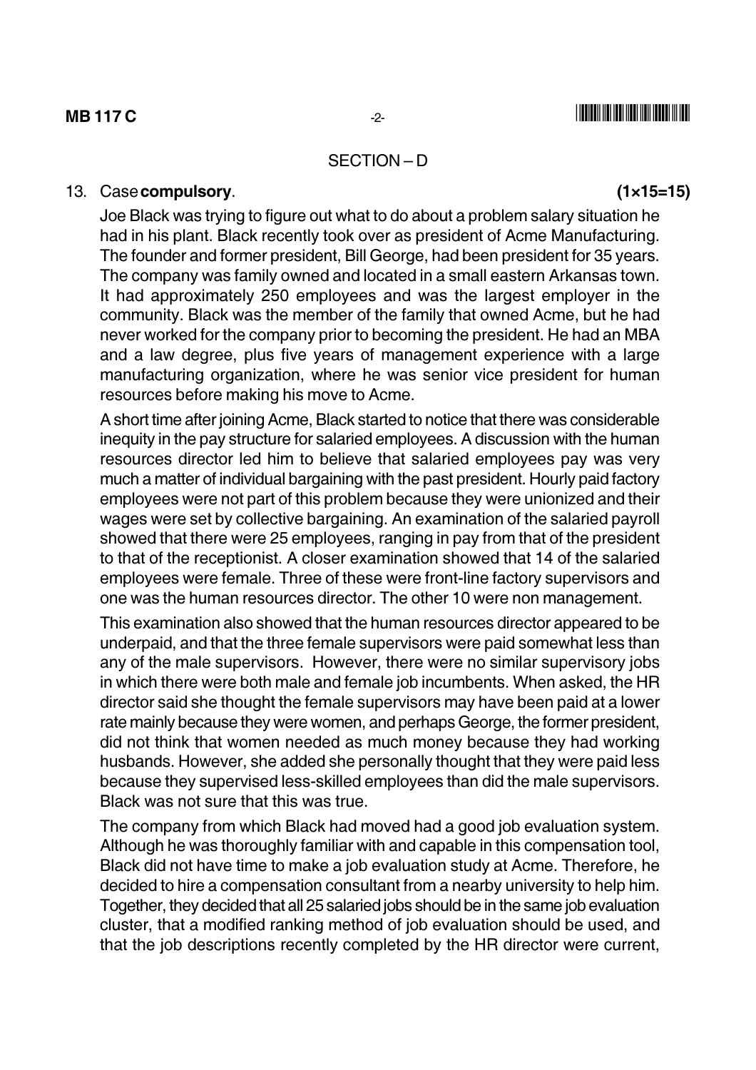## SECTION – D

13. Case **compulsory**. **(1×15=15)**

Joe Black was trying to figure out what to do about a problem salary situation he had in his plant. Black recently took over as president of Acme Manufacturing. The founder and former president, Bill George, had been president for 35 years. The company was family owned and located in a small eastern Arkansas town. It had approximately 250 employees and was the largest employer in the community. Black was the member of the family that owned Acme, but he had never worked for the company prior to becoming the president. He had an MBA and a law degree, plus five years of management experience with a large manufacturing organization, where he was senior vice president for human resources before making his move to Acme.

A short time after joining Acme, Black started to notice that there was considerable inequity in the pay structure for salaried employees. A discussion with the human resources director led him to believe that salaried employees pay was very much a matter of individual bargaining with the past president. Hourly paid factory employees were not part of this problem because they were unionized and their wages were set by collective bargaining. An examination of the salaried payroll showed that there were 25 employees, ranging in pay from that of the president to that of the receptionist. A closer examination showed that 14 of the salaried employees were female. Three of these were front-line factory supervisors and one was the human resources director. The other 10 were non management.

This examination also showed that the human resources director appeared to be underpaid, and that the three female supervisors were paid somewhat less than any of the male supervisors. However, there were no similar supervisory jobs in which there were both male and female job incumbents. When asked, the HR director said she thought the female supervisors may have been paid at a lower rate mainly because they were women, and perhaps George, the former president, did not think that women needed as much money because they had working husbands. However, she added she personally thought that they were paid less because they supervised less-skilled employees than did the male supervisors. Black was not sure that this was true.

The company from which Black had moved had a good job evaluation system. Although he was thoroughly familiar with and capable in this compensation tool, Black did not have time to make a job evaluation study at Acme. Therefore, he decided to hire a compensation consultant from a nearby university to help him. Together, they decided that all 25 salaried jobs should be in the same job evaluation cluster, that a modified ranking method of job evaluation should be used, and that the job descriptions recently completed by the HR director were current,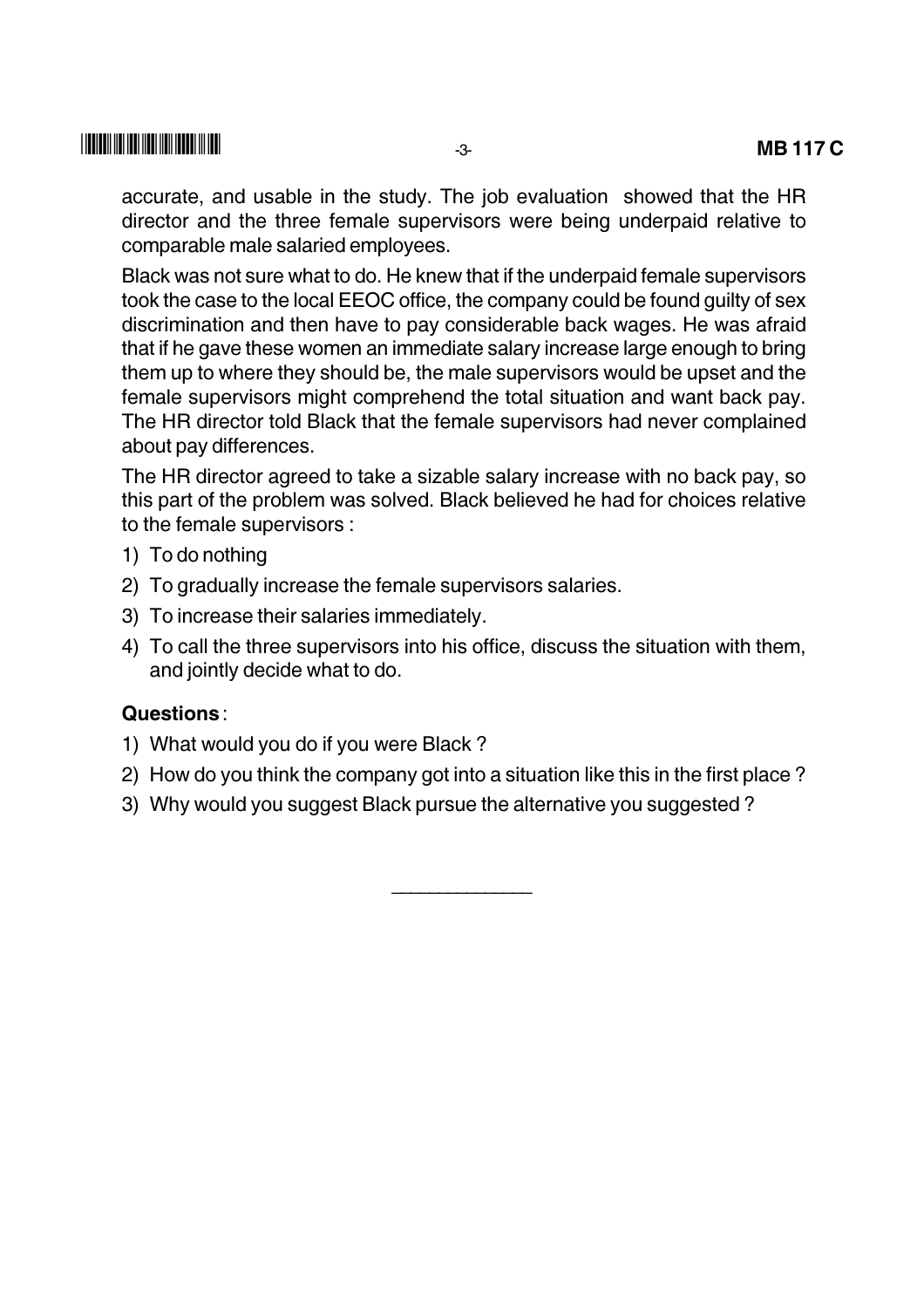accurate, and usable in the study. The job evaluation showed that the HR director and the three female supervisors were being underpaid relative to comparable male salaried employees.

Black was not sure what to do. He knew that if the underpaid female supervisors took the case to the local EEOC office, the company could be found guilty of sex discrimination and then have to pay considerable back wages. He was afraid that if he gave these women an immediate salary increase large enough to bring them up to where they should be, the male supervisors would be upset and the female supervisors might comprehend the total situation and want back pay. The HR director told Black that the female supervisors had never complained about pay differences.

The HR director agreed to take a sizable salary increase with no back pay, so this part of the problem was solved. Black believed he had for choices relative to the female supervisors :

1) To do nothing
2) To gradually increase the female supervisors salaries.
3) To increase their salaries immediately.
4) To call the three supervisors into his office, discuss the situation with them, and jointly decide what to do.

**Questions** :

1) What would you do if you were Black ?
2) How do you think the company got into a situation like this in the first place ?
3) Why would you suggest Black pursue the alternative you suggested ?

---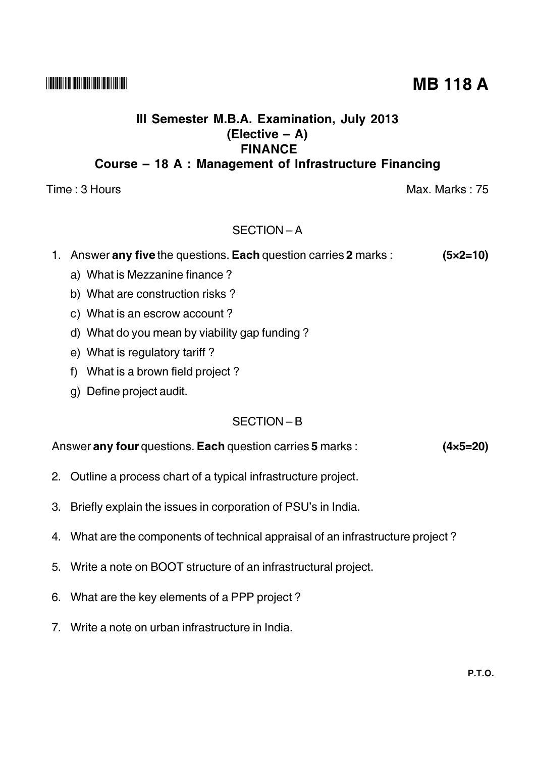**MB 118 A**

**III Semester M.B.A. Examination, July 2013**
**(Elective – A)**
**FINANCE**
**Course – 18 A : Management of Infrastructure Financing**

Time : 3 Hours                                                                 Max. Marks : 75

SECTION – A

1. Answer **any five** the questions. **Each** question carries **2** marks : **(5×2=10)**

   a) What is Mezzanine finance ?

   b) What are construction risks ?

   c) What is an escrow account ?

   d) What do you mean by viability gap funding ?

   e) What is regulatory tariff ?

   f) What is a brown field project ?

   g) Define project audit.

SECTION – B

Answer **any four** questions. **Each** question carries **5** marks : **(4×5=20)**

2. Outline a process chart of a typical infrastructure project.

3. Briefly explain the issues in corporation of PSU's in India.

4. What are the components of technical appraisal of an infrastructure project ?

5. Write a note on BOOT structure of an infrastructural project.

6. What are the key elements of a PPP project ?

7. Write a note on urban infrastructure in India.

**P.T.O.**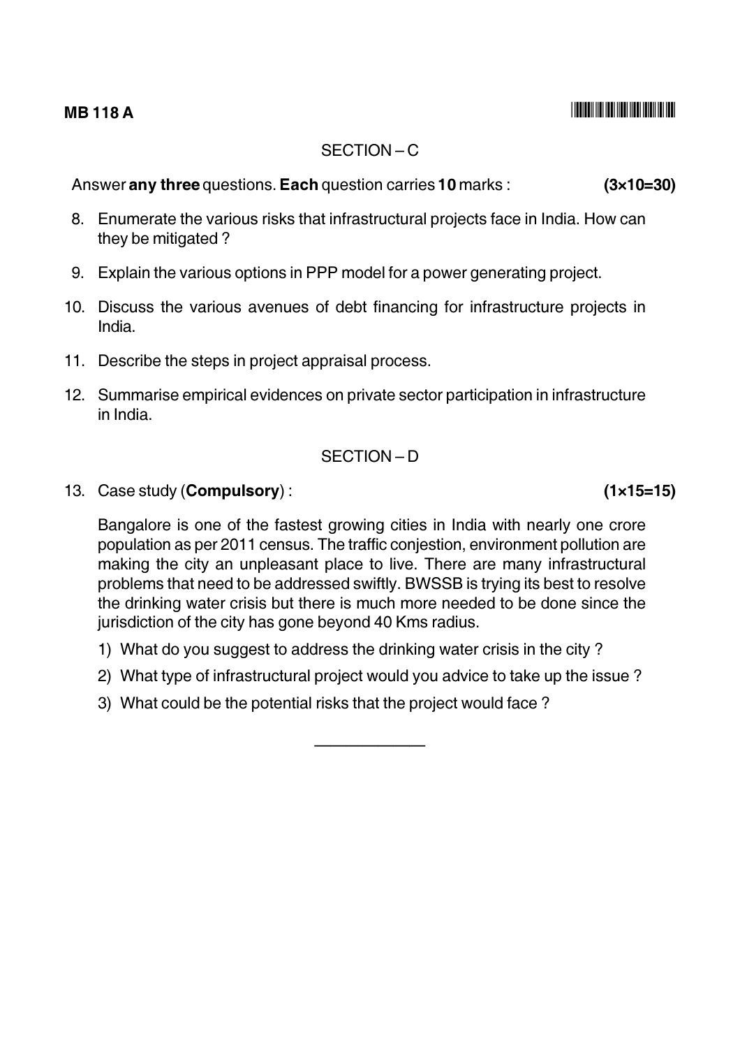## SECTION – C

Answer **any three** questions. **Each** question carries **10** marks : **(3×10=30)**

8. Enumerate the various risks that infrastructural projects face in India. How can they be mitigated ?

9. Explain the various options in PPP model for a power generating project.

10. Discuss the various avenues of debt financing for infrastructure projects in India.

11. Describe the steps in project appraisal process.

12. Summarise empirical evidences on private sector participation in infrastructure in India.

## SECTION – D

13. Case study (**Compulsory**) : **(1×15=15)**

Bangalore is one of the fastest growing cities in India with nearly one crore population as per 2011 census. The traffic conjestion, environment pollution are making the city an unpleasant place to live. There are many infrastructural problems that need to be addressed swiftly. BWSSB is trying its best to resolve the drinking water crisis but there is much more needed to be done since the jurisdiction of the city has gone beyond 40 Kms radius.

1) What do you suggest to address the drinking water crisis in the city ?
2) What type of infrastructural project would you advice to take up the issue ?
3) What could be the potential risks that the project would face ?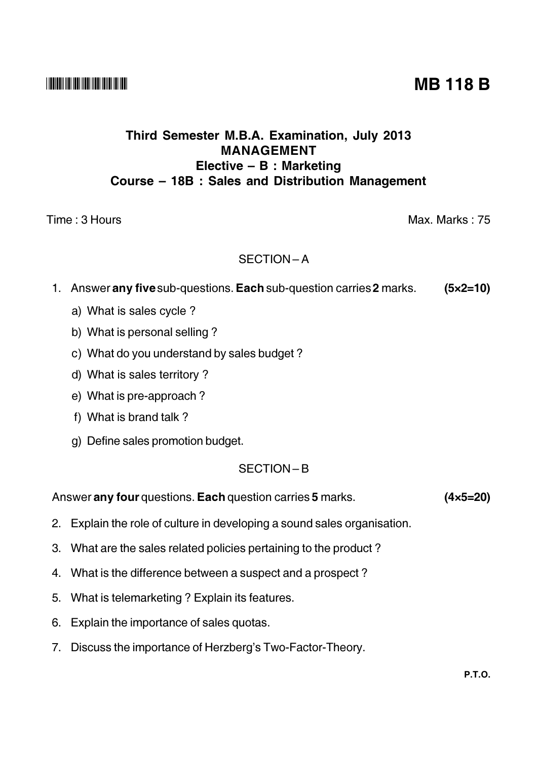**MB 118 B**

**Third Semester M.B.A. Examination, July 2013**
**MANAGEMENT**
**Elective – B : Marketing**
**Course – 18B : Sales and Distribution Management**

Time : 3 Hours  Max. Marks : 75

## SECTION – A

1. Answer **any five** sub-questions. **Each** sub-question carries **2** marks. **(5×2=10)**

   a) What is sales cycle ?

   b) What is personal selling ?

   c) What do you understand by sales budget ?

   d) What is sales territory ?

   e) What is pre-approach ?

   f) What is brand talk ?

   g) Define sales promotion budget.

## SECTION – B

Answer **any four** questions. **Each** question carries **5** marks. **(4×5=20)**

2. Explain the role of culture in developing a sound sales organisation.

3. What are the sales related policies pertaining to the product ?

4. What is the difference between a suspect and a prospect ?

5. What is telemarketing ? Explain its features.

6. Explain the importance of sales quotas.

7. Discuss the importance of Herzberg's Two-Factor-Theory.

**P.T.O.**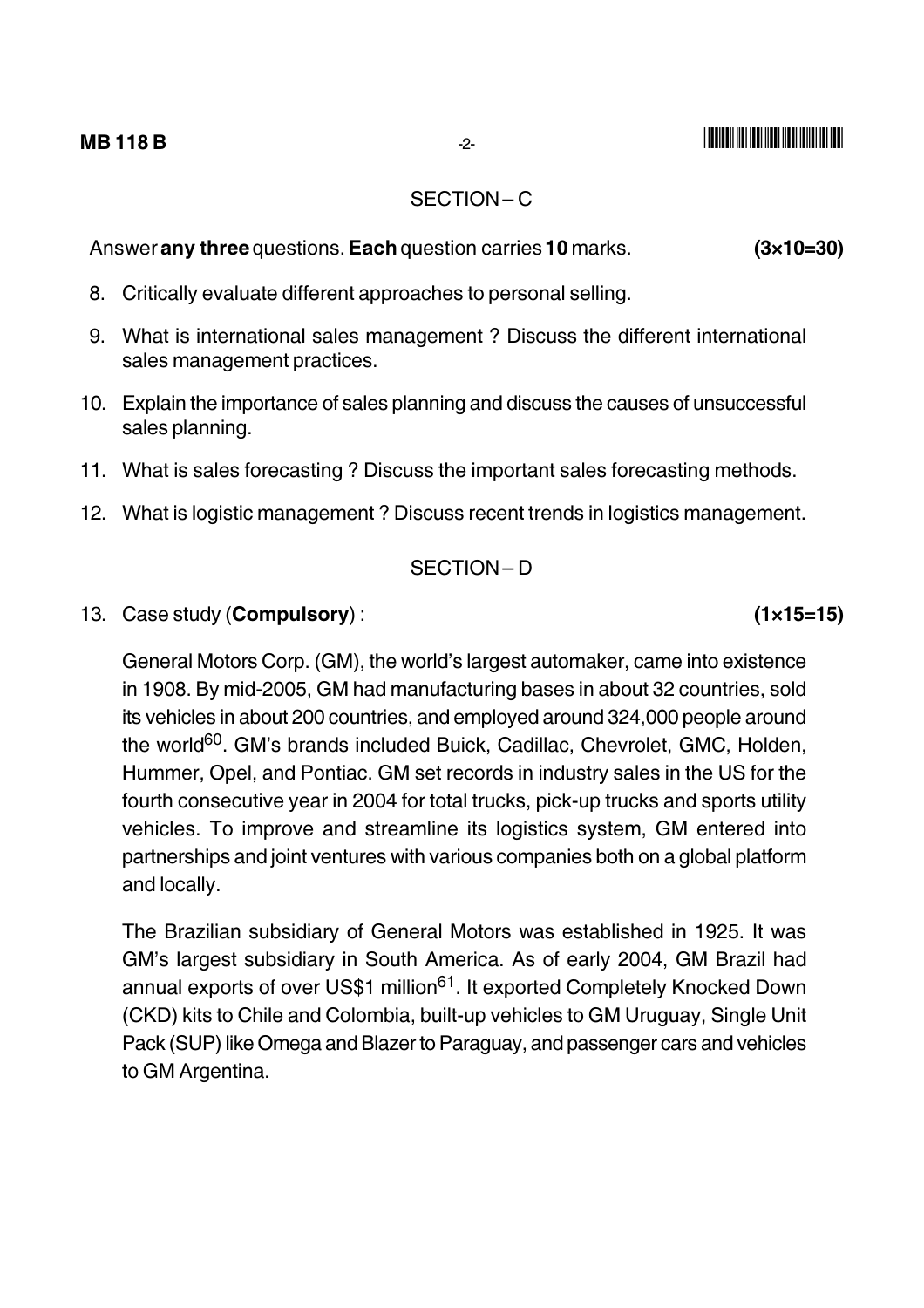## SECTION – C

Answer **any three** questions. **Each** question carries **10** marks. **(3×10=30)**

8. Critically evaluate different approaches to personal selling.
9. What is international sales management ? Discuss the different international sales management practices.
10. Explain the importance of sales planning and discuss the causes of unsuccessful sales planning.
11. What is sales forecasting ? Discuss the important sales forecasting methods.
12. What is logistic management ? Discuss recent trends in logistics management.

## SECTION – D

13. Case study (**Compulsory**) : **(1×15=15)**

General Motors Corp. (GM), the world's largest automaker, came into existence in 1908. By mid-2005, GM had manufacturing bases in about 32 countries, sold its vehicles in about 200 countries, and employed around 324,000 people around the world[60]. GM's brands included Buick, Cadillac, Chevrolet, GMC, Holden, Hummer, Opel, and Pontiac. GM set records in industry sales in the US for the fourth consecutive year in 2004 for total trucks, pick-up trucks and sports utility vehicles. To improve and streamline its logistics system, GM entered into partnerships and joint ventures with various companies both on a global platform and locally.

The Brazilian subsidiary of General Motors was established in 1925. It was GM's largest subsidiary in South America. As of early 2004, GM Brazil had annual exports of over US$1 million[61]. It exported Completely Knocked Down (CKD) kits to Chile and Colombia, built-up vehicles to GM Uruguay, Single Unit Pack (SUP) like Omega and Blazer to Paraguay, and passenger cars and vehicles to GM Argentina.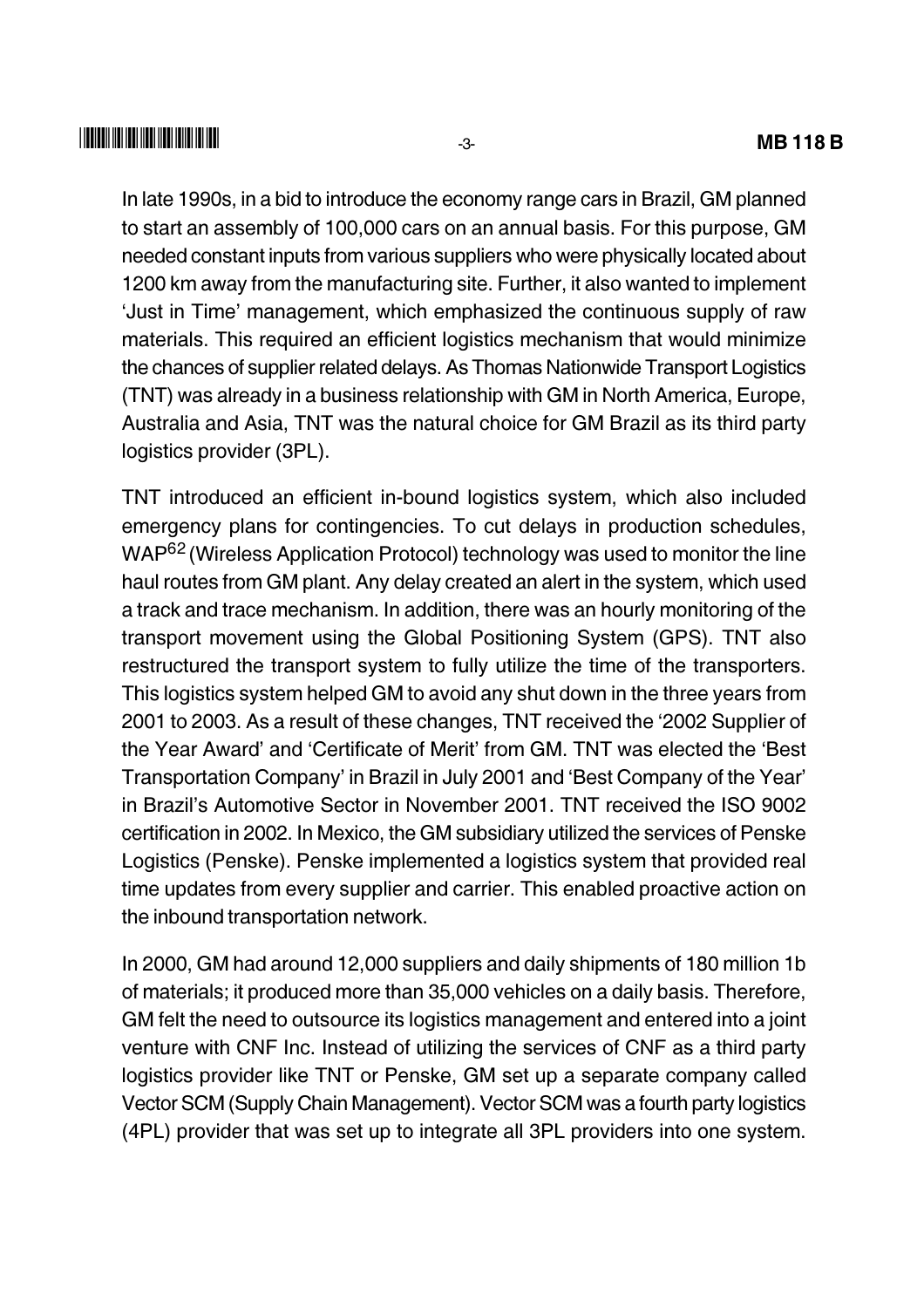In late 1990s, in a bid to introduce the economy range cars in Brazil, GM planned to start an assembly of 100,000 cars on an annual basis. For this purpose, GM needed constant inputs from various suppliers who were physically located about 1200 km away from the manufacturing site. Further, it also wanted to implement 'Just in Time' management, which emphasized the continuous supply of raw materials. This required an efficient logistics mechanism that would minimize the chances of supplier related delays. As Thomas Nationwide Transport Logistics (TNT) was already in a business relationship with GM in North America, Europe, Australia and Asia, TNT was the natural choice for GM Brazil as its third party logistics provider (3PL).

TNT introduced an efficient in-bound logistics system, which also included emergency plans for contingencies. To cut delays in production schedules, WAP[62] (Wireless Application Protocol) technology was used to monitor the line haul routes from GM plant. Any delay created an alert in the system, which used a track and trace mechanism. In addition, there was an hourly monitoring of the transport movement using the Global Positioning System (GPS). TNT also restructured the transport system to fully utilize the time of the transporters. This logistics system helped GM to avoid any shut down in the three years from 2001 to 2003. As a result of these changes, TNT received the '2002 Supplier of the Year Award' and 'Certificate of Merit' from GM. TNT was elected the 'Best Transportation Company' in Brazil in July 2001 and 'Best Company of the Year' in Brazil's Automotive Sector in November 2001. TNT received the ISO 9002 certification in 2002. In Mexico, the GM subsidiary utilized the services of Penske Logistics (Penske). Penske implemented a logistics system that provided real time updates from every supplier and carrier. This enabled proactive action on the inbound transportation network.

In 2000, GM had around 12,000 suppliers and daily shipments of 180 million 1b of materials; it produced more than 35,000 vehicles on a daily basis. Therefore, GM felt the need to outsource its logistics management and entered into a joint venture with CNF Inc. Instead of utilizing the services of CNF as a third party logistics provider like TNT or Penske, GM set up a separate company called Vector SCM (Supply Chain Management). Vector SCM was a fourth party logistics (4PL) provider that was set up to integrate all 3PL providers into one system.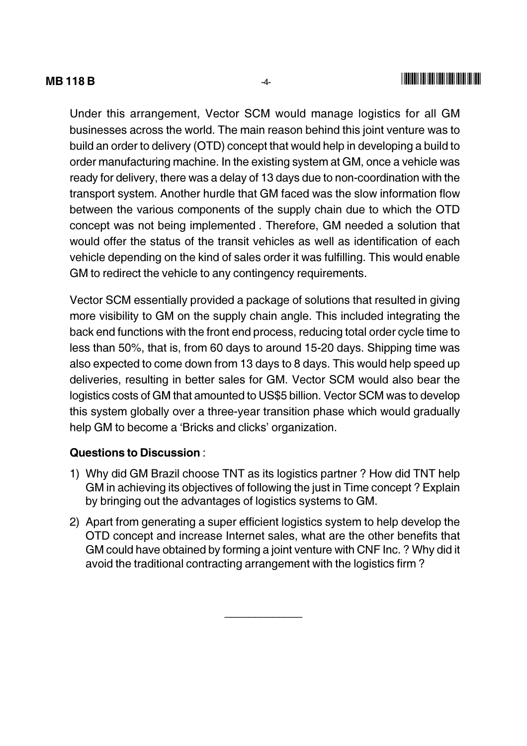Under this arrangement, Vector SCM would manage logistics for all GM businesses across the world. The main reason behind this joint venture was to build an order to delivery (OTD) concept that would help in developing a build to order manufacturing machine. In the existing system at GM, once a vehicle was ready for delivery, there was a delay of 13 days due to non-coordination with the transport system. Another hurdle that GM faced was the slow information flow between the various components of the supply chain due to which the OTD concept was not being implemented . Therefore, GM needed a solution that would offer the status of the transit vehicles as well as identification of each vehicle depending on the kind of sales order it was fulfilling. This would enable GM to redirect the vehicle to any contingency requirements.

Vector SCM essentially provided a package of solutions that resulted in giving more visibility to GM on the supply chain angle. This included integrating the back end functions with the front end process, reducing total order cycle time to less than 50%, that is, from 60 days to around 15-20 days. Shipping time was also expected to come down from 13 days to 8 days. This would help speed up deliveries, resulting in better sales for GM. Vector SCM would also bear the logistics costs of GM that amounted to US$5 billion. Vector SCM was to develop this system globally over a three-year transition phase which would gradually help GM to become a 'Bricks and clicks' organization.

**Questions to Discussion** :

1) Why did GM Brazil choose TNT as its logistics partner ? How did TNT help GM in achieving its objectives of following the just in Time concept ? Explain by bringing out the advantages of logistics systems to GM.

2) Apart from generating a super efficient logistics system to help develop the OTD concept and increase Internet sales, what are the other benefits that GM could have obtained by forming a joint venture with CNF Inc. ? Why did it avoid the traditional contracting arrangement with the logistics firm ?

---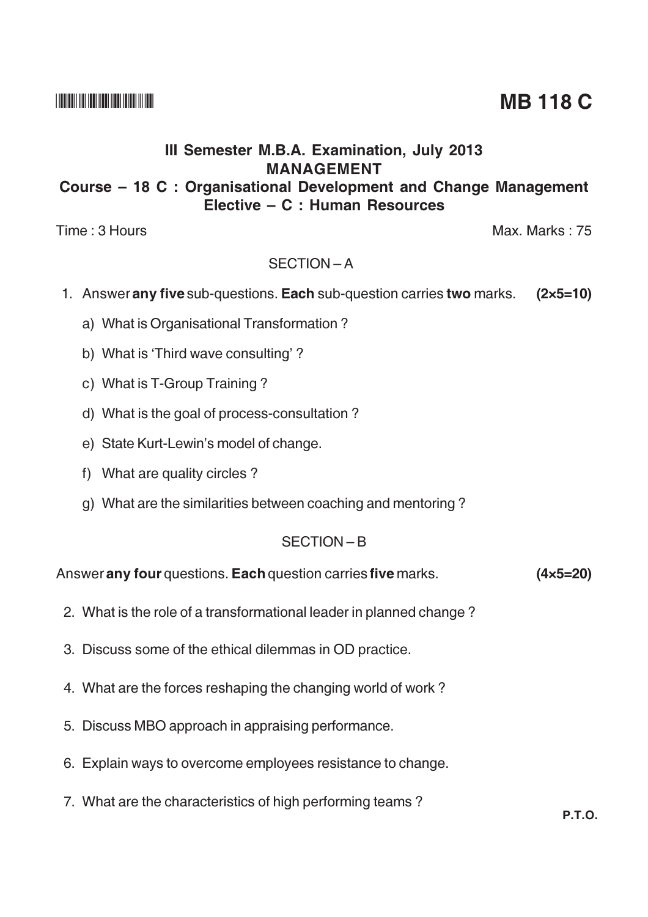**MB 118 C**

### III Semester M.B.A. Examination, July 2013
### MANAGEMENT
### Course – 18 C : Organisational Development and Change Management
### Elective – C : Human Resources

Time : 3 Hours    Max. Marks : 75

#### SECTION – A

1. Answer **any five** sub-questions. **Each** sub-question carries **two** marks. **(2×5=10)**

   a) What is Organisational Transformation ?

   b) What is 'Third wave consulting' ?

   c) What is T-Group Training ?

   d) What is the goal of process-consultation ?

   e) State Kurt-Lewin's model of change.

   f) What are quality circles ?

   g) What are the similarities between coaching and mentoring ?

#### SECTION – B

Answer **any four** questions. **Each** question carries **five** marks. **(4×5=20)**

2. What is the role of a transformational leader in planned change ?

3. Discuss some of the ethical dilemmas in OD practice.

4. What are the forces reshaping the changing world of work ?

5. Discuss MBO approach in appraising performance.

6. Explain ways to overcome employees resistance to change.

7. What are the characteristics of high performing teams ?

P.T.O.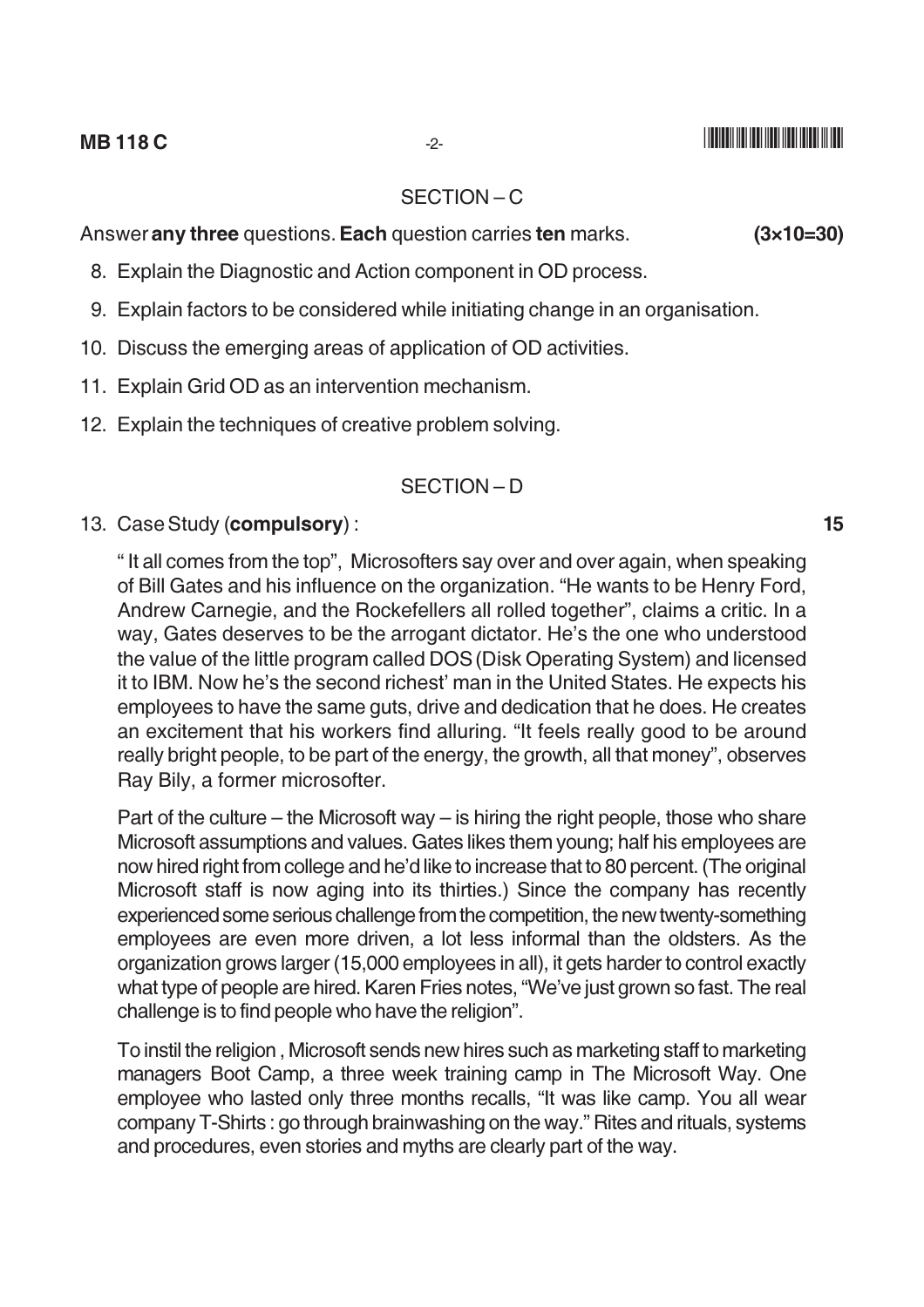## SECTION – C

Answer **any three** questions. **Each** question carries **ten** marks. **(3×10=30)**

8. Explain the Diagnostic and Action component in OD process.
9. Explain factors to be considered while initiating change in an organisation.
10. Discuss the emerging areas of application of OD activities.
11. Explain Grid OD as an intervention mechanism.
12. Explain the techniques of creative problem solving.

## SECTION – D

13. Case Study (**compulsory**) : **15**

" It all comes from the top", Microsofters say over and over again, when speaking of Bill Gates and his influence on the organization. "He wants to be Henry Ford, Andrew Carnegie, and the Rockefellers all rolled together", claims a critic. In a way, Gates deserves to be the arrogant dictator. He's the one who understood the value of the little program called DOS (Disk Operating System) and licensed it to IBM. Now he's the second richest' man in the United States. He expects his employees to have the same guts, drive and dedication that he does. He creates an excitement that his workers find alluring. "It feels really good to be around really bright people, to be part of the energy, the growth, all that money", observes Ray Bily, a former microsofter.

Part of the culture – the Microsoft way – is hiring the right people, those who share Microsoft assumptions and values. Gates likes them young; half his employees are now hired right from college and he'd like to increase that to 80 percent. (The original Microsoft staff is now aging into its thirties.) Since the company has recently experienced some serious challenge from the competition, the new twenty-something employees are even more driven, a lot less informal than the oldsters. As the organization grows larger (15,000 employees in all), it gets harder to control exactly what type of people are hired. Karen Fries notes, "We've just grown so fast. The real challenge is to find people who have the religion".

To instil the religion , Microsoft sends new hires such as marketing staff to marketing managers Boot Camp, a three week training camp in The Microsoft Way. One employee who lasted only three months recalls, "It was like camp. You all wear company T-Shirts : go through brainwashing on the way." Rites and rituals, systems and procedures, even stories and myths are clearly part of the way.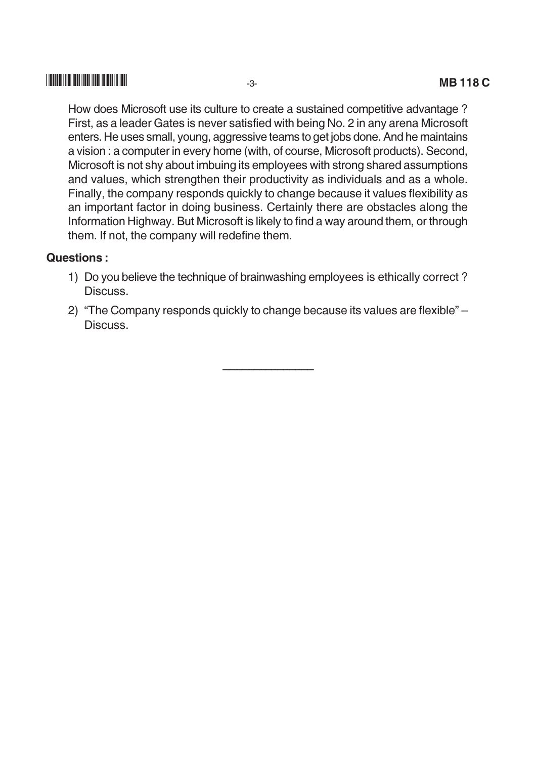How does Microsoft use its culture to create a sustained competitive advantage ? First, as a leader Gates is never satisfied with being No. 2 in any arena Microsoft enters. He uses small, young, aggressive teams to get jobs done. And he maintains a vision : a computer in every home (with, of course, Microsoft products). Second, Microsoft is not shy about imbuing its employees with strong shared assumptions and values, which strengthen their productivity as individuals and as a whole. Finally, the company responds quickly to change because it values flexibility as an important factor in doing business. Certainly there are obstacles along the Information Highway. But Microsoft is likely to find a way around them, or through them. If not, the company will redefine them.

**Questions :**

1) Do you believe the technique of brainwashing employees is ethically correct ? Discuss.
2) "The Company responds quickly to change because its values are flexible" – Discuss.

______________